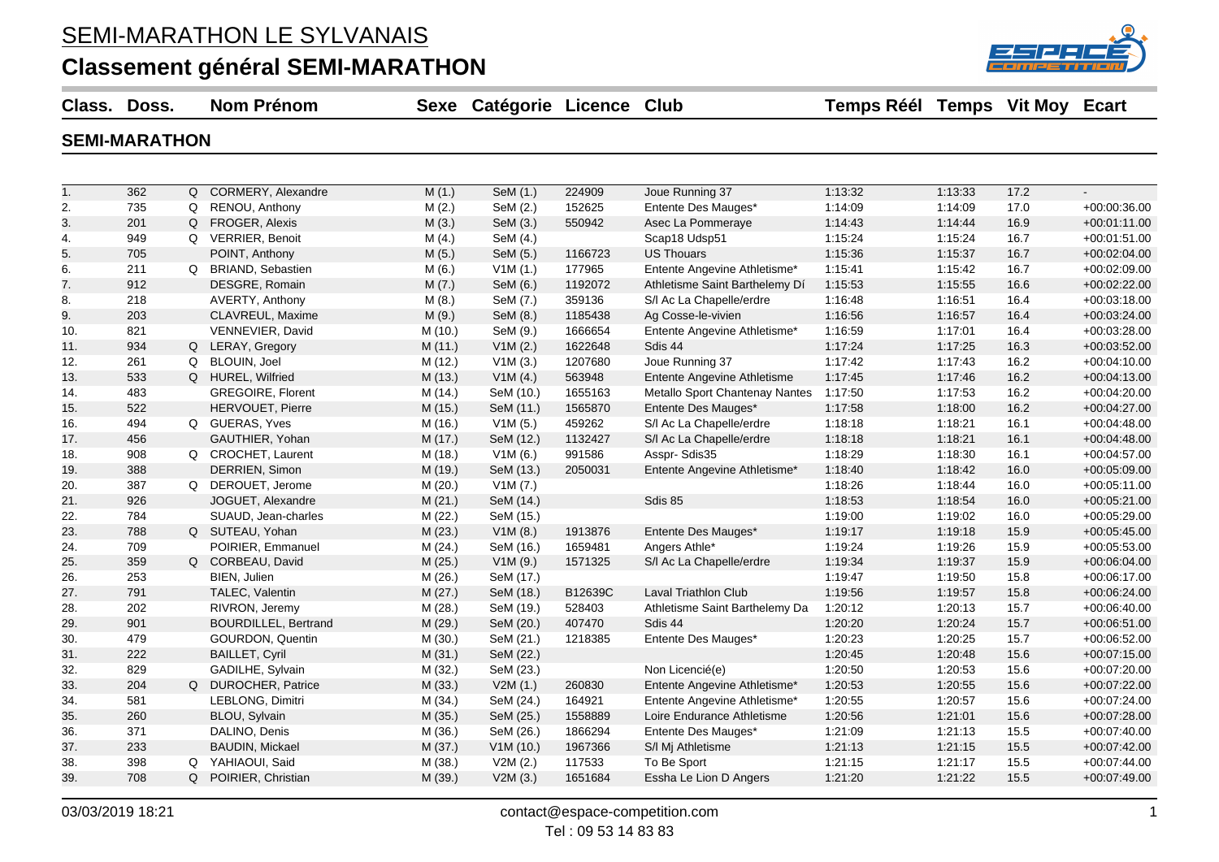# SEMI-MARATHON LE SYLVANAIS

## Classement général SEMI-MARATHON

### SEMI-MARATHON

| Class. | Doss. | | Nom Prénom | Sexe | Catégorie | Licence | Club | Temps Réél | Temps | Vit Moy | Ecart |
|---|---|---|---|---|---|---|---|---|---|---|---|
| 1. | 362 | Q | CORMERY, Alexandre | M (1.) | SeM (1.) | 224909 | Joue Running 37 | 1:13:32 | 1:13:33 | 17.2 | - |
| 2. | 735 | Q | RENOU, Anthony | M (2.) | SeM (2.) | 152625 | Entente Des Mauges* | 1:14:09 | 1:14:09 | 17.0 | +00:00:36.00 |
| 3. | 201 | Q | FROGER, Alexis | M (3.) | SeM (3.) | 550942 | Asec La Pommeraye | 1:14:43 | 1:14:44 | 16.9 | +00:01:11.00 |
| 4. | 949 | Q | VERRIER, Benoit | M (4.) | SeM (4.) | | Scap18 Udsp51 | 1:15:24 | 1:15:24 | 16.7 | +00:01:51.00 |
| 5. | 705 | | POINT, Anthony | M (5.) | SeM (5.) | 1166723 | US Thouars | 1:15:36 | 1:15:37 | 16.7 | +00:02:04.00 |
| 6. | 211 | Q | BRIAND, Sebastien | M (6.) | V1M (1.) | 177965 | Entente Angevine Athletisme* | 1:15:41 | 1:15:42 | 16.7 | +00:02:09.00 |
| 7. | 912 | | DESGRE, Romain | M (7.) | SeM (6.) | 1192072 | Athletisme Saint Barthelemy Dí | 1:15:53 | 1:15:55 | 16.6 | +00:02:22.00 |
| 8. | 218 | | AVERTY, Anthony | M (8.) | SeM (7.) | 359136 | S/l Ac La Chapelle/erdre | 1:16:48 | 1:16:51 | 16.4 | +00:03:18.00 |
| 9. | 203 | | CLAVREUL, Maxime | M (9.) | SeM (8.) | 1185438 | Ag Cosse-le-vivien | 1:16:56 | 1:16:57 | 16.4 | +00:03:24.00 |
| 10. | 821 | | VENNEVIER, David | M (10.) | SeM (9.) | 1666654 | Entente Angevine Athletisme* | 1:16:59 | 1:17:01 | 16.4 | +00:03:28.00 |
| 11. | 934 | Q | LERAY, Gregory | M (11.) | V1M (2.) | 1622648 | Sdis 44 | 1:17:24 | 1:17:25 | 16.3 | +00:03:52.00 |
| 12. | 261 | Q | BLOUIN, Joel | M (12.) | V1M (3.) | 1207680 | Joue Running 37 | 1:17:42 | 1:17:43 | 16.2 | +00:04:10.00 |
| 13. | 533 | Q | HUREL, Wilfried | M (13.) | V1M (4.) | 563948 | Entente Angevine Athletisme | 1:17:45 | 1:17:46 | 16.2 | +00:04:13.00 |
| 14. | 483 | | GREGOIRE, Florent | M (14.) | SeM (10.) | 1655163 | Metallo Sport Chantenay Nantes | 1:17:50 | 1:17:53 | 16.2 | +00:04:20.00 |
| 15. | 522 | | HERVOUET, Pierre | M (15.) | SeM (11.) | 1565870 | Entente Des Mauges* | 1:17:58 | 1:18:00 | 16.2 | +00:04:27.00 |
| 16. | 494 | Q | GUERAS, Yves | M (16.) | V1M (5.) | 459262 | S/l Ac La Chapelle/erdre | 1:18:18 | 1:18:21 | 16.1 | +00:04:48.00 |
| 17. | 456 | | GAUTHIER, Yohan | M (17.) | SeM (12.) | 1132427 | S/l Ac La Chapelle/erdre | 1:18:18 | 1:18:21 | 16.1 | +00:04:48.00 |
| 18. | 908 | Q | CROCHET, Laurent | M (18.) | V1M (6.) | 991586 | Asspr- Sdis35 | 1:18:29 | 1:18:30 | 16.1 | +00:04:57.00 |
| 19. | 388 | | DERRIEN, Simon | M (19.) | SeM (13.) | 2050031 | Entente Angevine Athletisme* | 1:18:40 | 1:18:42 | 16.0 | +00:05:09.00 |
| 20. | 387 | Q | DEROUET, Jerome | M (20.) | V1M (7.) | | | 1:18:26 | 1:18:44 | 16.0 | +00:05:11.00 |
| 21. | 926 | | JOGUET, Alexandre | M (21.) | SeM (14.) | | Sdis 85 | 1:18:53 | 1:18:54 | 16.0 | +00:05:21.00 |
| 22. | 784 | | SUAUD, Jean-charles | M (22.) | SeM (15.) | | | 1:19:00 | 1:19:02 | 16.0 | +00:05:29.00 |
| 23. | 788 | Q | SUTEAU, Yohan | M (23.) | V1M (8.) | 1913876 | Entente Des Mauges* | 1:19:17 | 1:19:18 | 15.9 | +00:05:45.00 |
| 24. | 709 | | POIRIER, Emmanuel | M (24.) | SeM (16.) | 1659481 | Angers Athle* | 1:19:24 | 1:19:26 | 15.9 | +00:05:53.00 |
| 25. | 359 | Q | CORBEAU, David | M (25.) | V1M (9.) | 1571325 | S/l Ac La Chapelle/erdre | 1:19:34 | 1:19:37 | 15.9 | +00:06:04.00 |
| 26. | 253 | | BIEN, Julien | M (26.) | SeM (17.) | | | 1:19:47 | 1:19:50 | 15.8 | +00:06:17.00 |
| 27. | 791 | | TALEC, Valentin | M (27.) | SeM (18.) | B12639C | Laval Triathlon Club | 1:19:56 | 1:19:57 | 15.8 | +00:06:24.00 |
| 28. | 202 | | RIVRON, Jeremy | M (28.) | SeM (19.) | 528403 | Athletisme Saint Barthelemy Da | 1:20:12 | 1:20:13 | 15.7 | +00:06:40.00 |
| 29. | 901 | | BOURDILLEL, Bertrand | M (29.) | SeM (20.) | 407470 | Sdis 44 | 1:20:20 | 1:20:24 | 15.7 | +00:06:51.00 |
| 30. | 479 | | GOURDON, Quentin | M (30.) | SeM (21.) | 1218385 | Entente Des Mauges* | 1:20:23 | 1:20:25 | 15.7 | +00:06:52.00 |
| 31. | 222 | | BAILLET, Cyril | M (31.) | SeM (22.) | | | 1:20:45 | 1:20:48 | 15.6 | +00:07:15.00 |
| 32. | 829 | | GADILHE, Sylvain | M (32.) | SeM (23.) | | Non Licencié(e) | 1:20:50 | 1:20:53 | 15.6 | +00:07:20.00 |
| 33. | 204 | Q | DUROCHER, Patrice | M (33.) | V2M (1.) | 260830 | Entente Angevine Athletisme* | 1:20:53 | 1:20:55 | 15.6 | +00:07:22.00 |
| 34. | 581 | | LEBLONG, Dimitri | M (34.) | SeM (24.) | 164921 | Entente Angevine Athletisme* | 1:20:55 | 1:20:57 | 15.6 | +00:07:24.00 |
| 35. | 260 | | BLOU, Sylvain | M (35.) | SeM (25.) | 1558889 | Loire Endurance Athletisme | 1:20:56 | 1:21:01 | 15.6 | +00:07:28.00 |
| 36. | 371 | | DALINO, Denis | M (36.) | SeM (26.) | 1866294 | Entente Des Mauges* | 1:21:09 | 1:21:13 | 15.5 | +00:07:40.00 |
| 37. | 233 | | BAUDIN, Mickael | M (37.) | V1M (10.) | 1967366 | S/l Mj Athletisme | 1:21:13 | 1:21:15 | 15.5 | +00:07:42.00 |
| 38. | 398 | Q | YAHIAOUI, Said | M (38.) | V2M (2.) | 117533 | To Be Sport | 1:21:15 | 1:21:17 | 15.5 | +00:07:44.00 |
| 39. | 708 | Q | POIRIER, Christian | M (39.) | V2M (3.) | 1651684 | Essha Le Lion D Angers | 1:21:20 | 1:21:22 | 15.5 | +00:07:49.00 |

03/03/2019 18:21 contact@espace-competition.com Tel : 09 53 14 83 83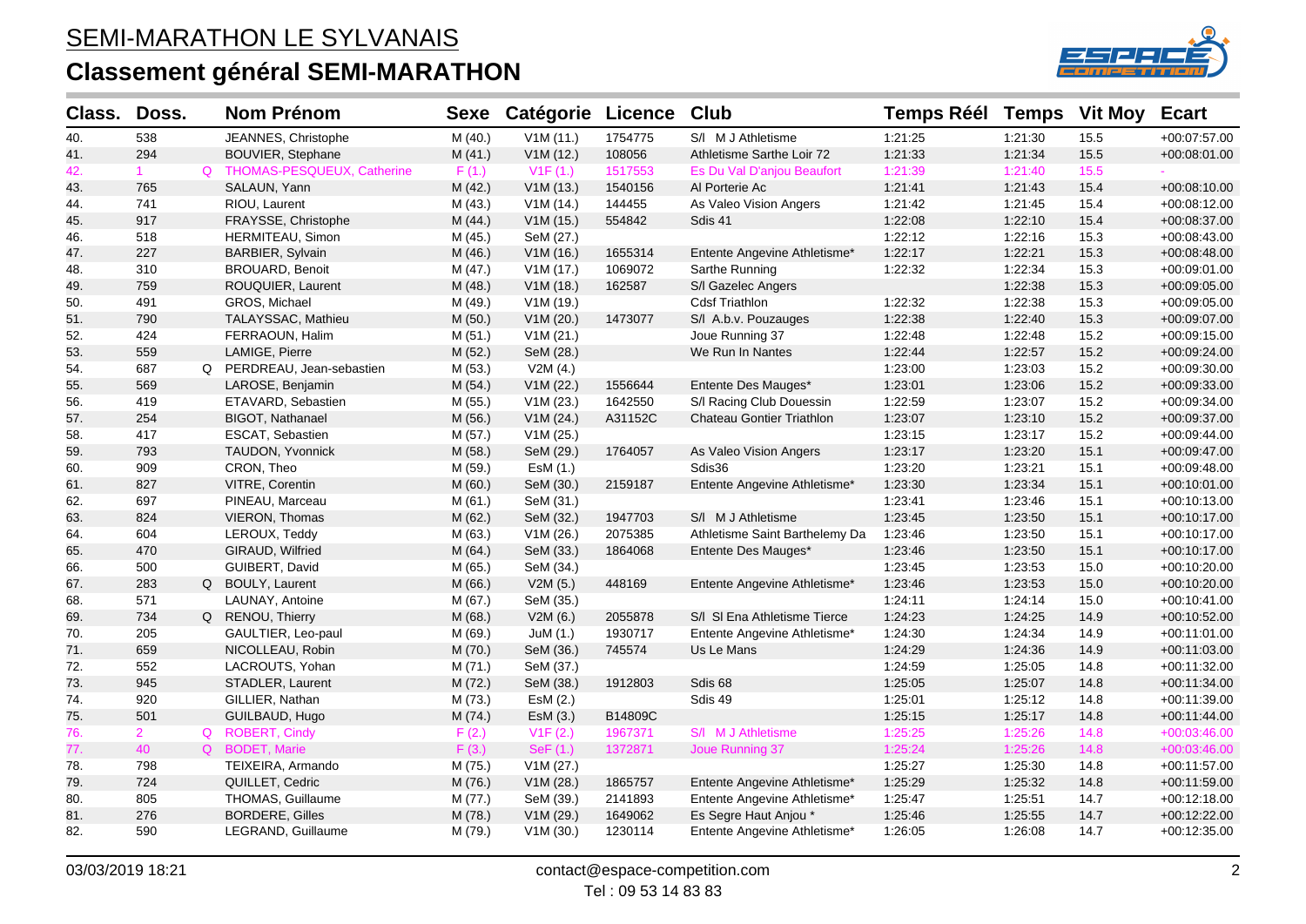# SEMI-MARATHON LE SYLVANAIS

## Classement général SEMI-MARATHON

| Class. | Doss. | | Nom Prénom | Sexe | Catégorie | Licence | Club | Temps Réél | Temps | Vit Moy | Ecart |
|---|---|---|---|---|---|---|---|---|---|---|---|
| 40. | 538 | | JEANNES, Christophe | M (40.) | V1M (11.) | 1754775 | S/l M J Athletisme | 1:21:25 | 1:21:30 | 15.5 | +00:07:57.00 |
| 41. | 294 | | BOUVIER, Stephane | M (41.) | V1M (12.) | 108056 | Athletisme Sarthe Loir 72 | 1:21:33 | 1:21:34 | 15.5 | +00:08:01.00 |
| 42. | 1 | Q | THOMAS-PESQUEUX, Catherine | F (1.) | V1F (1.) | 1517553 | Es Du Val D'anjou Beaufort | 1:21:39 | 1:21:40 | 15.5 | - |
| 43. | 765 | | SALAUN, Yann | M (42.) | V1M (13.) | 1540156 | Al Porterie Ac | 1:21:41 | 1:21:43 | 15.4 | +00:08:10.00 |
| 44. | 741 | | RIOU, Laurent | M (43.) | V1M (14.) | 144455 | As Valeo Vision Angers | 1:21:42 | 1:21:45 | 15.4 | +00:08:12.00 |
| 45. | 917 | | FRAYSSE, Christophe | M (44.) | V1M (15.) | 554842 | Sdis 41 | 1:22:08 | 1:22:10 | 15.4 | +00:08:37.00 |
| 46. | 518 | | HERMITEAU, Simon | M (45.) | SeM (27.) | | | 1:22:12 | 1:22:16 | 15.3 | +00:08:43.00 |
| 47. | 227 | | BARBIER, Sylvain | M (46.) | V1M (16.) | 1655314 | Entente Angevine Athletisme* | 1:22:17 | 1:22:21 | 15.3 | +00:08:48.00 |
| 48. | 310 | | BROUARD, Benoit | M (47.) | V1M (17.) | 1069072 | Sarthe Running | 1:22:32 | 1:22:34 | 15.3 | +00:09:01.00 |
| 49. | 759 | | ROUQUIER, Laurent | M (48.) | V1M (18.) | 162587 | S/l Gazelec Angers | | 1:22:38 | 15.3 | +00:09:05.00 |
| 50. | 491 | | GROS, Michael | M (49.) | V1M (19.) | | Cdsf Triathlon | 1:22:32 | 1:22:38 | 15.3 | +00:09:05.00 |
| 51. | 790 | | TALAYSSAC, Mathieu | M (50.) | V1M (20.) | 1473077 | S/l A.b.v. Pouzauges | 1:22:38 | 1:22:40 | 15.3 | +00:09:07.00 |
| 52. | 424 | | FERRAOUN, Halim | M (51.) | V1M (21.) | | Joue Running 37 | 1:22:48 | 1:22:48 | 15.2 | +00:09:15.00 |
| 53. | 559 | | LAMIGE, Pierre | M (52.) | SeM (28.) | | We Run In Nantes | 1:22:44 | 1:22:57 | 15.2 | +00:09:24.00 |
| 54. | 687 | Q | PERDREAU, Jean-sebastien | M (53.) | V2M (4.) | | | 1:23:00 | 1:23:03 | 15.2 | +00:09:30.00 |
| 55. | 569 | | LAROSE, Benjamin | M (54.) | V1M (22.) | 1556644 | Entente Des Mauges* | 1:23:01 | 1:23:06 | 15.2 | +00:09:33.00 |
| 56. | 419 | | ETAVARD, Sebastien | M (55.) | V1M (23.) | 1642550 | S/l Racing Club Douessin | 1:22:59 | 1:23:07 | 15.2 | +00:09:34.00 |
| 57. | 254 | | BIGOT, Nathanael | M (56.) | V1M (24.) | A31152C | Chateau Gontier Triathlon | 1:23:07 | 1:23:10 | 15.2 | +00:09:37.00 |
| 58. | 417 | | ESCAT, Sebastien | M (57.) | V1M (25.) | | | 1:23:15 | 1:23:17 | 15.2 | +00:09:44.00 |
| 59. | 793 | | TAUDON, Yvonnick | M (58.) | SeM (29.) | 1764057 | As Valeo Vision Angers | 1:23:17 | 1:23:20 | 15.1 | +00:09:47.00 |
| 60. | 909 | | CRON, Theo | M (59.) | EsM (1.) | | Sdis36 | 1:23:20 | 1:23:21 | 15.1 | +00:09:48.00 |
| 61. | 827 | | VITRE, Corentin | M (60.) | SeM (30.) | 2159187 | Entente Angevine Athletisme* | 1:23:30 | 1:23:34 | 15.1 | +00:10:01.00 |
| 62. | 697 | | PINEAU, Marceau | M (61.) | SeM (31.) | | | 1:23:41 | 1:23:46 | 15.1 | +00:10:13.00 |
| 63. | 824 | | VIERON, Thomas | M (62.) | SeM (32.) | 1947703 | S/l M J Athletisme | 1:23:45 | 1:23:50 | 15.1 | +00:10:17.00 |
| 64. | 604 | | LEROUX, Teddy | M (63.) | V1M (26.) | 2075385 | Athletisme Saint Barthelemy Da | 1:23:46 | 1:23:50 | 15.1 | +00:10:17.00 |
| 65. | 470 | | GIRAUD, Wilfried | M (64.) | SeM (33.) | 1864068 | Entente Des Mauges* | 1:23:46 | 1:23:50 | 15.1 | +00:10:17.00 |
| 66. | 500 | | GUIBERT, David | M (65.) | SeM (34.) | | | 1:23:45 | 1:23:53 | 15.0 | +00:10:20.00 |
| 67. | 283 | Q | BOULY, Laurent | M (66.) | V2M (5.) | 448169 | Entente Angevine Athletisme* | 1:23:46 | 1:23:53 | 15.0 | +00:10:20.00 |
| 68. | 571 | | LAUNAY, Antoine | M (67.) | SeM (35.) | | | 1:24:11 | 1:24:14 | 15.0 | +00:10:41.00 |
| 69. | 734 | Q | RENOU, Thierry | M (68.) | V2M (6.) | 2055878 | S/l Sl Ena Athletisme Tierce | 1:24:23 | 1:24:25 | 14.9 | +00:10:52.00 |
| 70. | 205 | | GAULTIER, Leo-paul | M (69.) | JuM (1.) | 1930717 | Entente Angevine Athletisme* | 1:24:30 | 1:24:34 | 14.9 | +00:11:01.00 |
| 71. | 659 | | NICOLLEAU, Robin | M (70.) | SeM (36.) | 745574 | Us Le Mans | 1:24:29 | 1:24:36 | 14.9 | +00:11:03.00 |
| 72. | 552 | | LACROUTS, Yohan | M (71.) | SeM (37.) | | | 1:24:59 | 1:25:05 | 14.8 | +00:11:32.00 |
| 73. | 945 | | STADLER, Laurent | M (72.) | SeM (38.) | 1912803 | Sdis 68 | 1:25:05 | 1:25:07 | 14.8 | +00:11:34.00 |
| 74. | 920 | | GILLIER, Nathan | M (73.) | EsM (2.) | | Sdis 49 | 1:25:01 | 1:25:12 | 14.8 | +00:11:39.00 |
| 75. | 501 | | GUILBAUD, Hugo | M (74.) | EsM (3.) | B14809C | | 1:25:15 | 1:25:17 | 14.8 | +00:11:44.00 |
| 76. | 2 | Q | ROBERT, Cindy | F (2.) | V1F (2.) | 1967371 | S/l M J Athletisme | 1:25:25 | 1:25:26 | 14.8 | +00:03:46.00 |
| 77. | 40 | Q | BODET, Marie | F (3.) | SeF (1.) | 1372871 | Joue Running 37 | 1:25:24 | 1:25:26 | 14.8 | +00:03:46.00 |
| 78. | 798 | | TEIXEIRA, Armando | M (75.) | V1M (27.) | | | 1:25:27 | 1:25:30 | 14.8 | +00:11:57.00 |
| 79. | 724 | | QUILLET, Cedric | M (76.) | V1M (28.) | 1865757 | Entente Angevine Athletisme* | 1:25:29 | 1:25:32 | 14.8 | +00:11:59.00 |
| 80. | 805 | | THOMAS, Guillaume | M (77.) | SeM (39.) | 2141893 | Entente Angevine Athletisme* | 1:25:47 | 1:25:51 | 14.7 | +00:12:18.00 |
| 81. | 276 | | BORDERE, Gilles | M (78.) | V1M (29.) | 1649062 | Es Segre Haut Anjou * | 1:25:46 | 1:25:55 | 14.7 | +00:12:22.00 |
| 82. | 590 | | LEGRAND, Guillaume | M (79.) | V1M (30.) | 1230114 | Entente Angevine Athletisme* | 1:26:05 | 1:26:08 | 14.7 | +00:12:35.00 |

03/03/2019 18:21 contact@espace-competition.com Tel : 09 53 14 83 83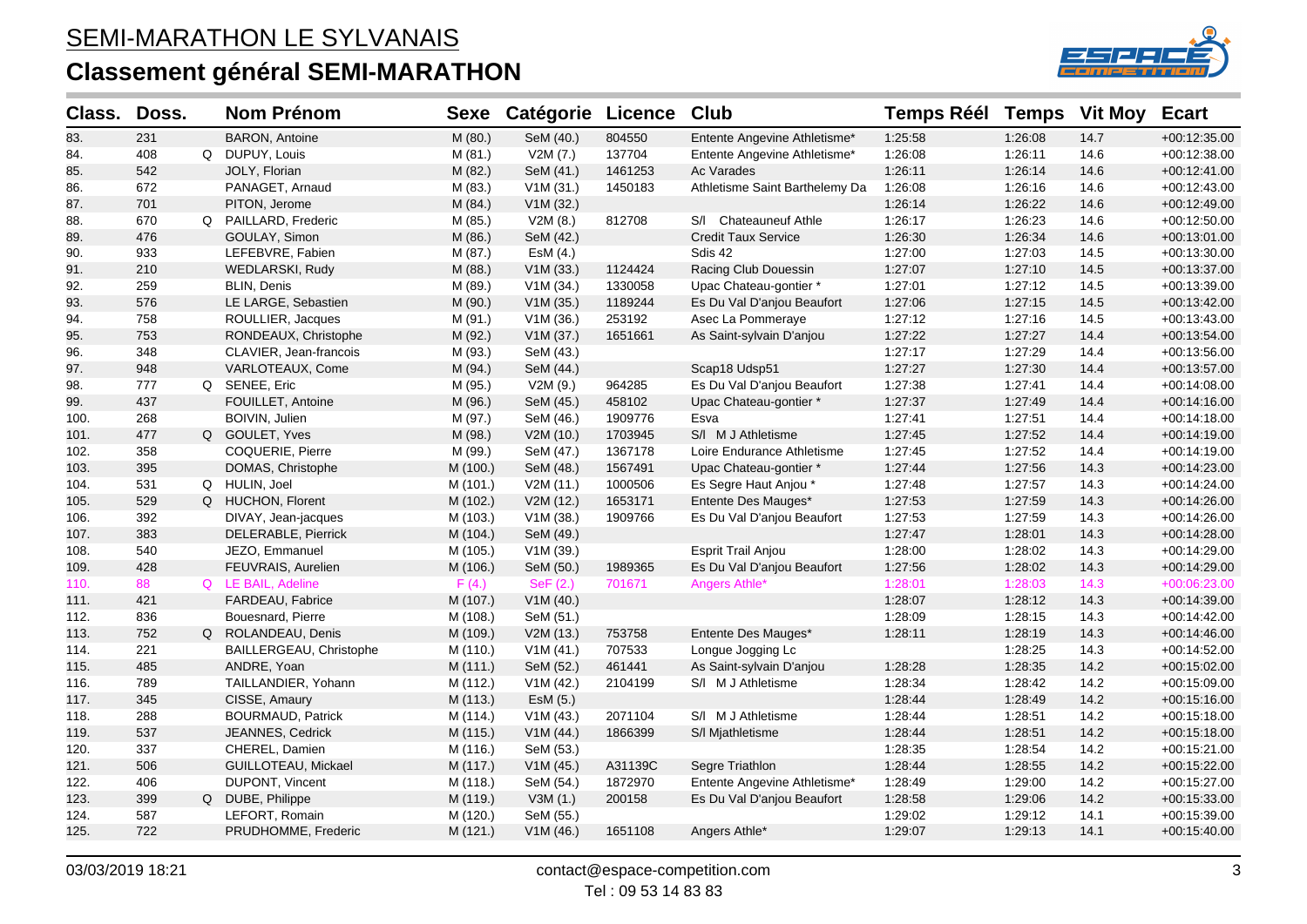# SEMI-MARATHON LE SYLVANAIS

## Classement général SEMI-MARATHON

| Class. | Doss. | | Nom Prénom | Sexe | Catégorie | Licence | Club | Temps Réél | Temps | Vit Moy | Ecart |
|---|---|---|---|---|---|---|---|---|---|---|---|
| 83. | 231 | | BARON, Antoine | M (80.) | SeM (40.) | 804550 | Entente Angevine Athletisme* | 1:25:58 | 1:26:08 | 14.7 | +00:12:35.00 |
| 84. | 408 | Q | DUPUY, Louis | M (81.) | V2M (7.) | 137704 | Entente Angevine Athletisme* | 1:26:08 | 1:26:11 | 14.6 | +00:12:38.00 |
| 85. | 542 | | JOLY, Florian | M (82.) | SeM (41.) | 1461253 | Ac Varades | 1:26:11 | 1:26:14 | 14.6 | +00:12:41.00 |
| 86. | 672 | | PANAGET, Arnaud | M (83.) | V1M (31.) | 1450183 | Athletisme Saint Barthelemy Da | 1:26:08 | 1:26:16 | 14.6 | +00:12:43.00 |
| 87. | 701 | | PITON, Jerome | M (84.) | V1M (32.) | | | 1:26:14 | 1:26:22 | 14.6 | +00:12:49.00 |
| 88. | 670 | Q | PAILLARD, Frederic | M (85.) | V2M (8.) | 812708 | S/l Chateauneuf Athle | 1:26:17 | 1:26:23 | 14.6 | +00:12:50.00 |
| 89. | 476 | | GOULAY, Simon | M (86.) | SeM (42.) | | Credit Taux Service | 1:26:30 | 1:26:34 | 14.6 | +00:13:01.00 |
| 90. | 933 | | LEFEBVRE, Fabien | M (87.) | EsM (4.) | | Sdis 42 | 1:27:00 | 1:27:03 | 14.5 | +00:13:30.00 |
| 91. | 210 | | WEDLARSKI, Rudy | M (88.) | V1M (33.) | 1124424 | Racing Club Douessin | 1:27:07 | 1:27:10 | 14.5 | +00:13:37.00 |
| 92. | 259 | | BLIN, Denis | M (89.) | V1M (34.) | 1330058 | Upac Chateau-gontier * | 1:27:01 | 1:27:12 | 14.5 | +00:13:39.00 |
| 93. | 576 | | LE LARGE, Sebastien | M (90.) | V1M (35.) | 1189244 | Es Du Val D'anjou Beaufort | 1:27:06 | 1:27:15 | 14.5 | +00:13:42.00 |
| 94. | 758 | | ROULLIER, Jacques | M (91.) | V1M (36.) | 253192 | Asec La Pommeraye | 1:27:12 | 1:27:16 | 14.5 | +00:13:43.00 |
| 95. | 753 | | RONDEAUX, Christophe | M (92.) | V1M (37.) | 1651661 | As Saint-sylvain D'anjou | 1:27:22 | 1:27:27 | 14.4 | +00:13:54.00 |
| 96. | 348 | | CLAVIER, Jean-francois | M (93.) | SeM (43.) | | | 1:27:17 | 1:27:29 | 14.4 | +00:13:56.00 |
| 97. | 948 | | VARLOTEAUX, Come | M (94.) | SeM (44.) | | Scap18 Udsp51 | 1:27:27 | 1:27:30 | 14.4 | +00:13:57.00 |
| 98. | 777 | Q | SENEE, Eric | M (95.) | V2M (9.) | 964285 | Es Du Val D'anjou Beaufort | 1:27:38 | 1:27:41 | 14.4 | +00:14:08.00 |
| 99. | 437 | | FOUILLET, Antoine | M (96.) | SeM (45.) | 458102 | Upac Chateau-gontier * | 1:27:37 | 1:27:49 | 14.4 | +00:14:16.00 |
| 100. | 268 | | BOIVIN, Julien | M (97.) | SeM (46.) | 1909776 | Esva | 1:27:41 | 1:27:51 | 14.4 | +00:14:18.00 |
| 101. | 477 | Q | GOULET, Yves | M (98.) | V2M (10.) | 1703945 | S/l M J Athletisme | 1:27:45 | 1:27:52 | 14.4 | +00:14:19.00 |
| 102. | 358 | | COQUERIE, Pierre | M (99.) | SeM (47.) | 1367178 | Loire Endurance Athletisme | 1:27:45 | 1:27:52 | 14.4 | +00:14:19.00 |
| 103. | 395 | | DOMAS, Christophe | M (100.) | SeM (48.) | 1567491 | Upac Chateau-gontier * | 1:27:44 | 1:27:56 | 14.3 | +00:14:23.00 |
| 104. | 531 | Q | HULIN, Joel | M (101.) | V2M (11.) | 1000506 | Es Segre Haut Anjou * | 1:27:48 | 1:27:57 | 14.3 | +00:14:24.00 |
| 105. | 529 | Q | HUCHON, Florent | M (102.) | V2M (12.) | 1653171 | Entente Des Mauges* | 1:27:53 | 1:27:59 | 14.3 | +00:14:26.00 |
| 106. | 392 | | DIVAY, Jean-jacques | M (103.) | V1M (38.) | 1909766 | Es Du Val D'anjou Beaufort | 1:27:53 | 1:27:59 | 14.3 | +00:14:26.00 |
| 107. | 383 | | DELERABLE, Pierrick | M (104.) | SeM (49.) | | | 1:27:47 | 1:28:01 | 14.3 | +00:14:28.00 |
| 108. | 540 | | JEZO, Emmanuel | M (105.) | V1M (39.) | | Esprit Trail Anjou | 1:28:00 | 1:28:02 | 14.3 | +00:14:29.00 |
| 109. | 428 | | FEUVRAIS, Aurelien | M (106.) | SeM (50.) | 1989365 | Es Du Val D'anjou Beaufort | 1:27:56 | 1:28:02 | 14.3 | +00:14:29.00 |
| 110. | 88 | Q | LE BAIL, Adeline | F (4.) | SeF (2.) | 701671 | Angers Athle* | 1:28:01 | 1:28:03 | 14.3 | +00:06:23.00 |
| 111. | 421 | | FARDEAU, Fabrice | M (107.) | V1M (40.) | | | 1:28:07 | 1:28:12 | 14.3 | +00:14:39.00 |
| 112. | 836 | | Bouesnard, Pierre | M (108.) | SeM (51.) | | | 1:28:09 | 1:28:15 | 14.3 | +00:14:42.00 |
| 113. | 752 | Q | ROLANDEAU, Denis | M (109.) | V2M (13.) | 753758 | Entente Des Mauges* | 1:28:11 | 1:28:19 | 14.3 | +00:14:46.00 |
| 114. | 221 | | BAILLERGEAU, Christophe | M (110.) | V1M (41.) | 707533 | Longue Jogging Lc | | 1:28:25 | 14.3 | +00:14:52.00 |
| 115. | 485 | | ANDRE, Yoan | M (111.) | SeM (52.) | 461441 | As Saint-sylvain D'anjou | 1:28:28 | 1:28:35 | 14.2 | +00:15:02.00 |
| 116. | 789 | | TAILLANDIER, Yohann | M (112.) | V1M (42.) | 2104199 | S/l M J Athletisme | 1:28:34 | 1:28:42 | 14.2 | +00:15:09.00 |
| 117. | 345 | | CISSE, Amaury | M (113.) | EsM (5.) | | | 1:28:44 | 1:28:49 | 14.2 | +00:15:16.00 |
| 118. | 288 | | BOURMAUD, Patrick | M (114.) | V1M (43.) | 2071104 | S/l M J Athletisme | 1:28:44 | 1:28:51 | 14.2 | +00:15:18.00 |
| 119. | 537 | | JEANNES, Cedrick | M (115.) | V1M (44.) | 1866399 | S/l Mjathletisme | 1:28:44 | 1:28:51 | 14.2 | +00:15:18.00 |
| 120. | 337 | | CHEREL, Damien | M (116.) | SeM (53.) | | | 1:28:35 | 1:28:54 | 14.2 | +00:15:21.00 |
| 121. | 506 | | GUILLOTEAU, Mickael | M (117.) | V1M (45.) | A31139C | Segre Triathlon | 1:28:44 | 1:28:55 | 14.2 | +00:15:22.00 |
| 122. | 406 | | DUPONT, Vincent | M (118.) | SeM (54.) | 1872970 | Entente Angevine Athletisme* | 1:28:49 | 1:29:00 | 14.2 | +00:15:27.00 |
| 123. | 399 | Q | DUBE, Philippe | M (119.) | V3M (1.) | 200158 | Es Du Val D'anjou Beaufort | 1:28:58 | 1:29:06 | 14.2 | +00:15:33.00 |
| 124. | 587 | | LEFORT, Romain | M (120.) | SeM (55.) | | | 1:29:02 | 1:29:12 | 14.1 | +00:15:39.00 |
| 125. | 722 | | PRUDHOMME, Frederic | M (121.) | V1M (46.) | 1651108 | Angers Athle* | 1:29:07 | 1:29:13 | 14.1 | +00:15:40.00 |

03/03/2019 18:21 contact@espace-competition.com Tel : 09 53 14 83 83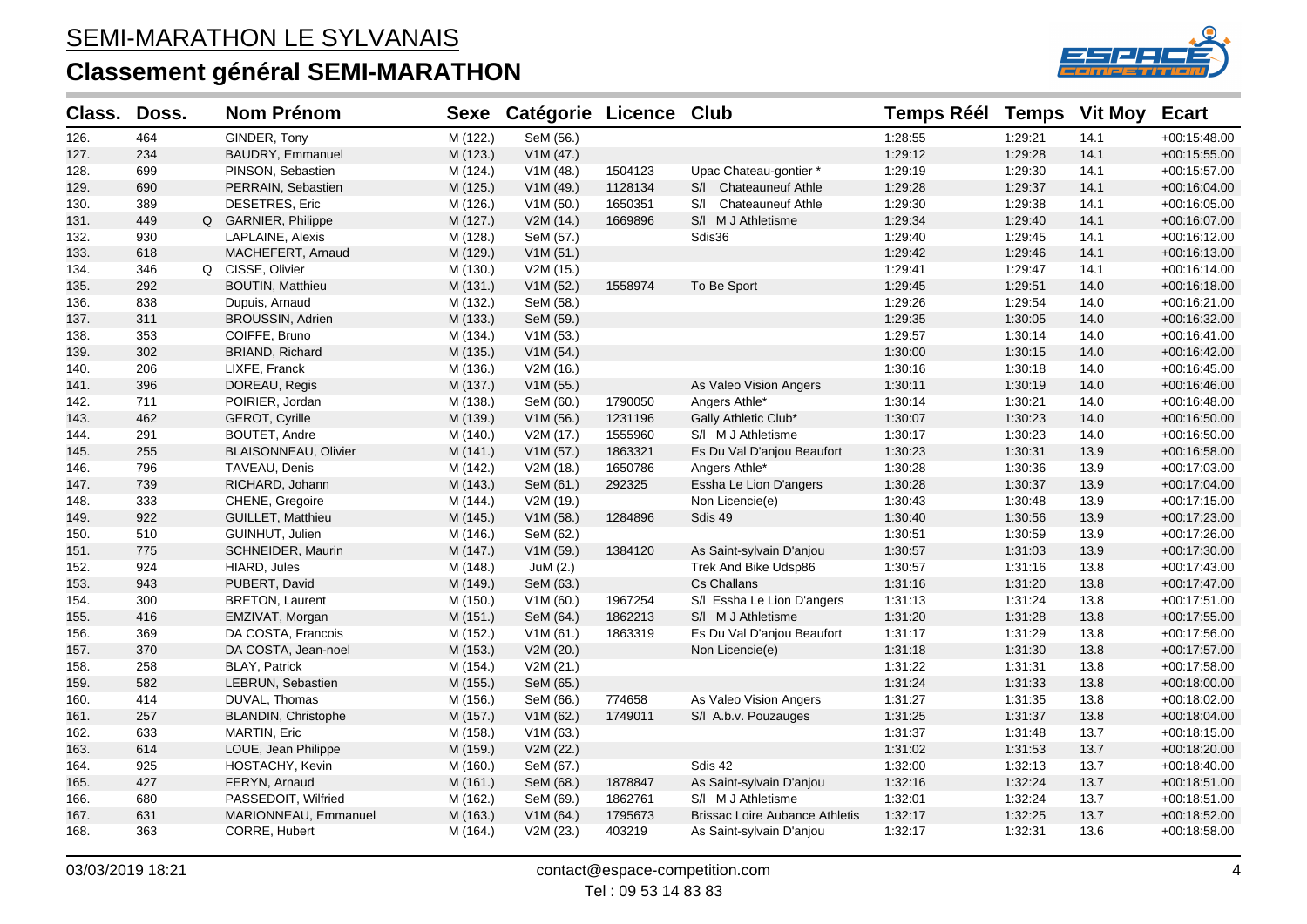# SEMI-MARATHON LE SYLVANAIS

## Classement général SEMI-MARATHON

| Class. | Doss. | | Nom Prénom | Sexe | Catégorie | Licence | Club | Temps Réél | Temps | Vit Moy | Ecart |
|---|---|---|---|---|---|---|---|---|---|---|---|
| 126. | 464 | | GINDER, Tony | M (122.) | SeM (56.) | | | 1:28:55 | 1:29:21 | 14.1 | +00:15:48.00 |
| 127. | 234 | | BAUDRY, Emmanuel | M (123.) | V1M (47.) | | | 1:29:12 | 1:29:28 | 14.1 | +00:15:55.00 |
| 128. | 699 | | PINSON, Sebastien | M (124.) | V1M (48.) | 1504123 | Upac Chateau-gontier * | 1:29:19 | 1:29:30 | 14.1 | +00:15:57.00 |
| 129. | 690 | | PERRAIN, Sebastien | M (125.) | V1M (49.) | 1128134 | S/l Chateauneuf Athle | 1:29:28 | 1:29:37 | 14.1 | +00:16:04.00 |
| 130. | 389 | | DESETRES, Eric | M (126.) | V1M (50.) | 1650351 | S/l Chateauneuf Athle | 1:29:30 | 1:29:38 | 14.1 | +00:16:05.00 |
| 131. | 449 | Q | GARNIER, Philippe | M (127.) | V2M (14.) | 1669896 | S/l M J Athletisme | 1:29:34 | 1:29:40 | 14.1 | +00:16:07.00 |
| 132. | 930 | | LAPLAINE, Alexis | M (128.) | SeM (57.) | | Sdis36 | 1:29:40 | 1:29:45 | 14.1 | +00:16:12.00 |
| 133. | 618 | | MACHEFERT, Arnaud | M (129.) | V1M (51.) | | | 1:29:42 | 1:29:46 | 14.1 | +00:16:13.00 |
| 134. | 346 | Q | CISSE, Olivier | M (130.) | V2M (15.) | | | 1:29:41 | 1:29:47 | 14.1 | +00:16:14.00 |
| 135. | 292 | | BOUTIN, Matthieu | M (131.) | V1M (52.) | 1558974 | To Be Sport | 1:29:45 | 1:29:51 | 14.0 | +00:16:18.00 |
| 136. | 838 | | Dupuis, Arnaud | M (132.) | SeM (58.) | | | 1:29:26 | 1:29:54 | 14.0 | +00:16:21.00 |
| 137. | 311 | | BROUSSIN, Adrien | M (133.) | SeM (59.) | | | 1:29:35 | 1:30:05 | 14.0 | +00:16:32.00 |
| 138. | 353 | | COIFFE, Bruno | M (134.) | V1M (53.) | | | 1:29:57 | 1:30:14 | 14.0 | +00:16:41.00 |
| 139. | 302 | | BRIAND, Richard | M (135.) | V1M (54.) | | | 1:30:00 | 1:30:15 | 14.0 | +00:16:42.00 |
| 140. | 206 | | LIXFE, Franck | M (136.) | V2M (16.) | | | 1:30:16 | 1:30:18 | 14.0 | +00:16:45.00 |
| 141. | 396 | | DOREAU, Regis | M (137.) | V1M (55.) | | As Valeo Vision Angers | 1:30:11 | 1:30:19 | 14.0 | +00:16:46.00 |
| 142. | 711 | | POIRIER, Jordan | M (138.) | SeM (60.) | 1790050 | Angers Athle* | 1:30:14 | 1:30:21 | 14.0 | +00:16:48.00 |
| 143. | 462 | | GEROT, Cyrille | M (139.) | V1M (56.) | 1231196 | Gally Athletic Club* | 1:30:07 | 1:30:23 | 14.0 | +00:16:50.00 |
| 144. | 291 | | BOUTET, Andre | M (140.) | V2M (17.) | 1555960 | S/l M J Athletisme | 1:30:17 | 1:30:23 | 14.0 | +00:16:50.00 |
| 145. | 255 | | BLAISONNEAU, Olivier | M (141.) | V1M (57.) | 1863321 | Es Du Val D'anjou Beaufort | 1:30:23 | 1:30:31 | 13.9 | +00:16:58.00 |
| 146. | 796 | | TAVEAU, Denis | M (142.) | V2M (18.) | 1650786 | Angers Athle* | 1:30:28 | 1:30:36 | 13.9 | +00:17:03.00 |
| 147. | 739 | | RICHARD, Johann | M (143.) | SeM (61.) | 292325 | Essha Le Lion D'angers | 1:30:28 | 1:30:37 | 13.9 | +00:17:04.00 |
| 148. | 333 | | CHENE, Gregoire | M (144.) | V2M (19.) | | Non Licencie(e) | 1:30:43 | 1:30:48 | 13.9 | +00:17:15.00 |
| 149. | 922 | | GUILLET, Matthieu | M (145.) | V1M (58.) | 1284896 | Sdis 49 | 1:30:40 | 1:30:56 | 13.9 | +00:17:23.00 |
| 150. | 510 | | GUINHUT, Julien | M (146.) | SeM (62.) | | | 1:30:51 | 1:30:59 | 13.9 | +00:17:26.00 |
| 151. | 775 | | SCHNEIDER, Maurin | M (147.) | V1M (59.) | 1384120 | As Saint-sylvain D'anjou | 1:30:57 | 1:31:03 | 13.9 | +00:17:30.00 |
| 152. | 924 | | HIARD, Jules | M (148.) | JuM (2.) | | Trek And Bike Udsp86 | 1:30:57 | 1:31:16 | 13.8 | +00:17:43.00 |
| 153. | 943 | | PUBERT, David | M (149.) | SeM (63.) | | Cs Challans | 1:31:16 | 1:31:20 | 13.8 | +00:17:47.00 |
| 154. | 300 | | BRETON, Laurent | M (150.) | V1M (60.) | 1967254 | S/l Essha Le Lion D'angers | 1:31:13 | 1:31:24 | 13.8 | +00:17:51.00 |
| 155. | 416 | | EMZIVAT, Morgan | M (151.) | SeM (64.) | 1862213 | S/l M J Athletisme | 1:31:20 | 1:31:28 | 13.8 | +00:17:55.00 |
| 156. | 369 | | DA COSTA, Francois | M (152.) | V1M (61.) | 1863319 | Es Du Val D'anjou Beaufort | 1:31:17 | 1:31:29 | 13.8 | +00:17:56.00 |
| 157. | 370 | | DA COSTA, Jean-noel | M (153.) | V2M (20.) | | Non Licencie(e) | 1:31:18 | 1:31:30 | 13.8 | +00:17:57.00 |
| 158. | 258 | | BLAY, Patrick | M (154.) | V2M (21.) | | | 1:31:22 | 1:31:31 | 13.8 | +00:17:58.00 |
| 159. | 582 | | LEBRUN, Sebastien | M (155.) | SeM (65.) | | | 1:31:24 | 1:31:33 | 13.8 | +00:18:00.00 |
| 160. | 414 | | DUVAL, Thomas | M (156.) | SeM (66.) | 774658 | As Valeo Vision Angers | 1:31:27 | 1:31:35 | 13.8 | +00:18:02.00 |
| 161. | 257 | | BLANDIN, Christophe | M (157.) | V1M (62.) | 1749011 | S/l A.b.v. Pouzauges | 1:31:25 | 1:31:37 | 13.8 | +00:18:04.00 |
| 162. | 633 | | MARTIN, Eric | M (158.) | V1M (63.) | | | 1:31:37 | 1:31:48 | 13.7 | +00:18:15.00 |
| 163. | 614 | | LOUE, Jean Philippe | M (159.) | V2M (22.) | | | 1:31:02 | 1:31:53 | 13.7 | +00:18:20.00 |
| 164. | 925 | | HOSTACHY, Kevin | M (160.) | SeM (67.) | | Sdis 42 | 1:32:00 | 1:32:13 | 13.7 | +00:18:40.00 |
| 165. | 427 | | FERYN, Arnaud | M (161.) | SeM (68.) | 1878847 | As Saint-sylvain D'anjou | 1:32:16 | 1:32:24 | 13.7 | +00:18:51.00 |
| 166. | 680 | | PASSEDOIT, Wilfried | M (162.) | SeM (69.) | 1862761 | S/l M J Athletisme | 1:32:01 | 1:32:24 | 13.7 | +00:18:51.00 |
| 167. | 631 | | MARIONNEAU, Emmanuel | M (163.) | V1M (64.) | 1795673 | Brissac Loire Aubance Athletis | 1:32:17 | 1:32:25 | 13.7 | +00:18:52.00 |
| 168. | 363 | | CORRE, Hubert | M (164.) | V2M (23.) | 403219 | As Saint-sylvain D'anjou | 1:32:17 | 1:32:31 | 13.6 | +00:18:58.00 |

03/03/2019 18:21 — contact@espace-competition.com — Tel : 09 53 14 83 83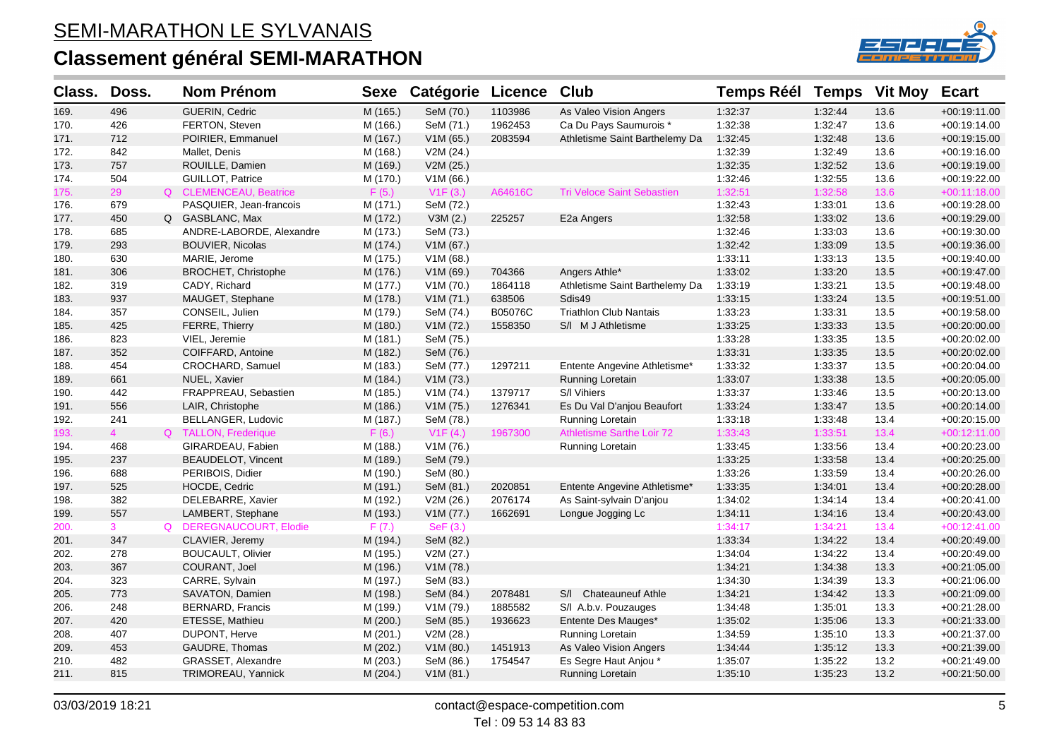# SEMI-MARATHON LE SYLVANAIS

## Classement général SEMI-MARATHON

| Class. | Doss. | | Nom Prénom | Sexe | Catégorie | Licence | Club | Temps Réél | Temps | Vit Moy | Ecart |
|---|---|---|---|---|---|---|---|---|---|---|---|
| 169. | 496 | | GUERIN, Cedric | M (165.) | SeM (70.) | 1103986 | As Valeo Vision Angers | 1:32:37 | 1:32:44 | 13.6 | +00:19:11.00 |
| 170. | 426 | | FERTON, Steven | M (166.) | SeM (71.) | 1962453 | Ca Du Pays Saumurois * | 1:32:38 | 1:32:47 | 13.6 | +00:19:14.00 |
| 171. | 712 | | POIRIER, Emmanuel | M (167.) | V1M (65.) | 2083594 | Athletisme Saint Barthelemy Da | 1:32:45 | 1:32:48 | 13.6 | +00:19:15.00 |
| 172. | 842 | | Mallet, Denis | M (168.) | V2M (24.) | | | 1:32:39 | 1:32:49 | 13.6 | +00:19:16.00 |
| 173. | 757 | | ROUILLE, Damien | M (169.) | V2M (25.) | | | 1:32:35 | 1:32:52 | 13.6 | +00:19:19.00 |
| 174. | 504 | | GUILLOT, Patrice | M (170.) | V1M (66.) | | | 1:32:46 | 1:32:55 | 13.6 | +00:19:22.00 |
| 175. | 29 | Q | CLEMENCEAU, Beatrice | F (5.) | V1F (3.) | A64616C | Tri Veloce Saint Sebastien | 1:32:51 | 1:32:58 | 13.6 | +00:11:18.00 |
| 176. | 679 | | PASQUIER, Jean-francois | M (171.) | SeM (72.) | | | 1:32:43 | 1:33:01 | 13.6 | +00:19:28.00 |
| 177. | 450 | Q | GASBLANC, Max | M (172.) | V3M (2.) | 225257 | E2a Angers | 1:32:58 | 1:33:02 | 13.6 | +00:19:29.00 |
| 178. | 685 | | ANDRE-LABORDE, Alexandre | M (173.) | SeM (73.) | | | 1:32:46 | 1:33:03 | 13.6 | +00:19:30.00 |
| 179. | 293 | | BOUVIER, Nicolas | M (174.) | V1M (67.) | | | 1:32:42 | 1:33:09 | 13.5 | +00:19:36.00 |
| 180. | 630 | | MARIE, Jerome | M (175.) | V1M (68.) | | | 1:33:11 | 1:33:13 | 13.5 | +00:19:40.00 |
| 181. | 306 | | BROCHET, Christophe | M (176.) | V1M (69.) | 704366 | Angers Athle* | 1:33:02 | 1:33:20 | 13.5 | +00:19:47.00 |
| 182. | 319 | | CADY, Richard | M (177.) | V1M (70.) | 1864118 | Athletisme Saint Barthelemy Da | 1:33:19 | 1:33:21 | 13.5 | +00:19:48.00 |
| 183. | 937 | | MAUGET, Stephane | M (178.) | V1M (71.) | 638506 | Sdis49 | 1:33:15 | 1:33:24 | 13.5 | +00:19:51.00 |
| 184. | 357 | | CONSEIL, Julien | M (179.) | SeM (74.) | B05076C | Triathlon Club Nantais | 1:33:23 | 1:33:31 | 13.5 | +00:19:58.00 |
| 185. | 425 | | FERRE, Thierry | M (180.) | V1M (72.) | 1558350 | S/l M J Athletisme | 1:33:25 | 1:33:33 | 13.5 | +00:20:00.00 |
| 186. | 823 | | VIEL, Jeremie | M (181.) | SeM (75.) | | | 1:33:28 | 1:33:35 | 13.5 | +00:20:02.00 |
| 187. | 352 | | COIFFARD, Antoine | M (182.) | SeM (76.) | | | 1:33:31 | 1:33:35 | 13.5 | +00:20:02.00 |
| 188. | 454 | | CROCHARD, Samuel | M (183.) | SeM (77.) | 1297211 | Entente Angevine Athletisme* | 1:33:32 | 1:33:37 | 13.5 | +00:20:04.00 |
| 189. | 661 | | NUEL, Xavier | M (184.) | V1M (73.) | | Running Loretain | 1:33:07 | 1:33:38 | 13.5 | +00:20:05.00 |
| 190. | 442 | | FRAPPREAU, Sebastien | M (185.) | V1M (74.) | 1379717 | S/l Vihiers | 1:33:37 | 1:33:46 | 13.5 | +00:20:13.00 |
| 191. | 556 | | LAIR, Christophe | M (186.) | V1M (75.) | 1276341 | Es Du Val D'anjou Beaufort | 1:33:24 | 1:33:47 | 13.5 | +00:20:14.00 |
| 192. | 241 | | BELLANGER, Ludovic | M (187.) | SeM (78.) | | Running Loretain | 1:33:18 | 1:33:48 | 13.4 | +00:20:15.00 |
| 193. | 4 | Q | TALLON, Frederique | F (6.) | V1F (4.) | 1967300 | Athletisme Sarthe Loir 72 | 1:33:43 | 1:33:51 | 13.4 | +00:12:11.00 |
| 194. | 468 | | GIRARDEAU, Fabien | M (188.) | V1M (76.) | | Running Loretain | 1:33:45 | 1:33:56 | 13.4 | +00:20:23.00 |
| 195. | 237 | | BEAUDELOT, Vincent | M (189.) | SeM (79.) | | | 1:33:25 | 1:33:58 | 13.4 | +00:20:25.00 |
| 196. | 688 | | PERIBOIS, Didier | M (190.) | SeM (80.) | | | 1:33:26 | 1:33:59 | 13.4 | +00:20:26.00 |
| 197. | 525 | | HOCDE, Cedric | M (191.) | SeM (81.) | 2020851 | Entente Angevine Athletisme* | 1:33:35 | 1:34:01 | 13.4 | +00:20:28.00 |
| 198. | 382 | | DELEBARRE, Xavier | M (192.) | V2M (26.) | 2076174 | As Saint-sylvain D'anjou | 1:34:02 | 1:34:14 | 13.4 | +00:20:41.00 |
| 199. | 557 | | LAMBERT, Stephane | M (193.) | V1M (77.) | 1662691 | Longue Jogging Lc | 1:34:11 | 1:34:16 | 13.4 | +00:20:43.00 |
| 200. | 3 | Q | DEREGNAUCOURT, Elodie | F (7.) | SeF (3.) | | | 1:34:17 | 1:34:21 | 13.4 | +00:12:41.00 |
| 201. | 347 | | CLAVIER, Jeremy | M (194.) | SeM (82.) | | | 1:33:34 | 1:34:22 | 13.4 | +00:20:49.00 |
| 202. | 278 | | BOUCAULT, Olivier | M (195.) | V2M (27.) | | | 1:34:04 | 1:34:22 | 13.4 | +00:20:49.00 |
| 203. | 367 | | COURANT, Joel | M (196.) | V1M (78.) | | | 1:34:21 | 1:34:38 | 13.3 | +00:21:05.00 |
| 204. | 323 | | CARRE, Sylvain | M (197.) | SeM (83.) | | | 1:34:30 | 1:34:39 | 13.3 | +00:21:06.00 |
| 205. | 773 | | SAVATON, Damien | M (198.) | SeM (84.) | 2078481 | S/l Chateauneuf Athle | 1:34:21 | 1:34:42 | 13.3 | +00:21:09.00 |
| 206. | 248 | | BERNARD, Francis | M (199.) | V1M (79.) | 1885582 | S/l A.b.v. Pouzauges | 1:34:48 | 1:35:01 | 13.3 | +00:21:28.00 |
| 207. | 420 | | ETESSE, Mathieu | M (200.) | SeM (85.) | 1936623 | Entente Des Mauges* | 1:35:02 | 1:35:06 | 13.3 | +00:21:33.00 |
| 208. | 407 | | DUPONT, Herve | M (201.) | V2M (28.) | | Running Loretain | 1:34:59 | 1:35:10 | 13.3 | +00:21:37.00 |
| 209. | 453 | | GAUDRE, Thomas | M (202.) | V1M (80.) | 1451913 | As Valeo Vision Angers | 1:34:44 | 1:35:12 | 13.3 | +00:21:39.00 |
| 210. | 482 | | GRASSET, Alexandre | M (203.) | SeM (86.) | 1754547 | Es Segre Haut Anjou * | 1:35:07 | 1:35:22 | 13.2 | +00:21:49.00 |
| 211. | 815 | | TRIMOREAU, Yannick | M (204.) | V1M (81.) | | Running Loretain | 1:35:10 | 1:35:23 | 13.2 | +00:21:50.00 |

03/03/2019 18:21 contact@espace-competition.com Tel : 09 53 14 83 83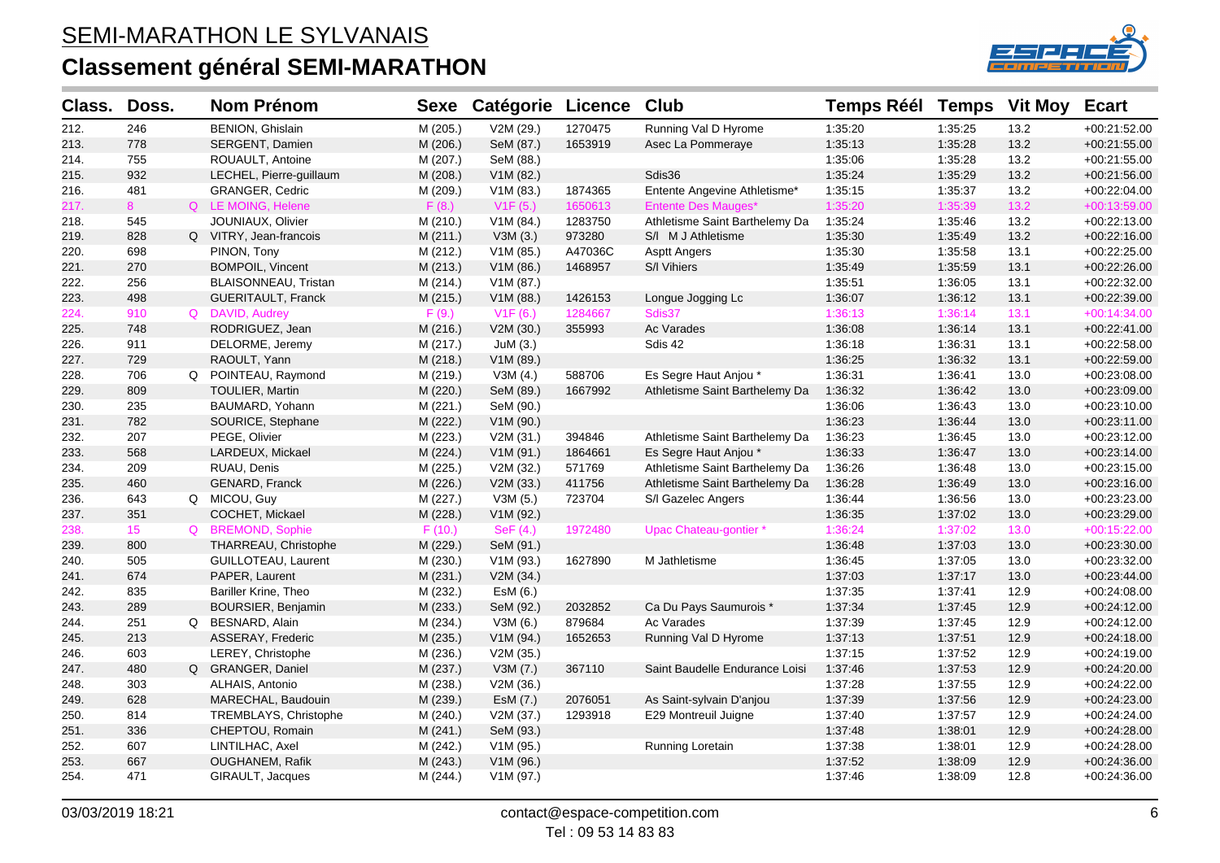# SEMI-MARATHON LE SYLVANAIS

## Classement général SEMI-MARATHON

| Class. | Doss. | | Nom Prénom | Sexe | Catégorie | Licence | Club | Temps Réél | Temps | Vit Moy | Ecart |
|---|---|---|---|---|---|---|---|---|---|---|---|
| 212. | 246 | | BENION, Ghislain | M (205.) | V2M (29.) | 1270475 | Running Val D Hyrome | 1:35:20 | 1:35:25 | 13.2 | +00:21:52.00 |
| 213. | 778 | | SERGENT, Damien | M (206.) | SeM (87.) | 1653919 | Asec La Pommeraye | 1:35:13 | 1:35:28 | 13.2 | +00:21:55.00 |
| 214. | 755 | | ROUAULT, Antoine | M (207.) | SeM (88.) | | | 1:35:06 | 1:35:28 | 13.2 | +00:21:55.00 |
| 215. | 932 | | LECHEL, Pierre-guillaum | M (208.) | V1M (82.) | | Sdis36 | 1:35:24 | 1:35:29 | 13.2 | +00:21:56.00 |
| 216. | 481 | | GRANGER, Cedric | M (209.) | V1M (83.) | 1874365 | Entente Angevine Athletisme* | 1:35:15 | 1:35:37 | 13.2 | +00:22:04.00 |
| 217. | 8 | Q | LE MOING, Helene | F (8.) | V1F (5.) | 1650613 | Entente Des Mauges* | 1:35:20 | 1:35:39 | 13.2 | +00:13:59.00 |
| 218. | 545 | | JOUNIAUX, Olivier | M (210.) | V1M (84.) | 1283750 | Athletisme Saint Barthelemy Da | 1:35:24 | 1:35:46 | 13.2 | +00:22:13.00 |
| 219. | 828 | Q | VITRY, Jean-francois | M (211.) | V3M (3.) | 973280 | S/l M J Athletisme | 1:35:30 | 1:35:49 | 13.2 | +00:22:16.00 |
| 220. | 698 | | PINON, Tony | M (212.) | V1M (85.) | A47036C | Asptt Angers | 1:35:30 | 1:35:58 | 13.1 | +00:22:25.00 |
| 221. | 270 | | BOMPOIL, Vincent | M (213.) | V1M (86.) | 1468957 | S/l Vihiers | 1:35:49 | 1:35:59 | 13.1 | +00:22:26.00 |
| 222. | 256 | | BLAISONNEAU, Tristan | M (214.) | V1M (87.) | | | 1:35:51 | 1:36:05 | 13.1 | +00:22:32.00 |
| 223. | 498 | | GUERITAULT, Franck | M (215.) | V1M (88.) | 1426153 | Longue Jogging Lc | 1:36:07 | 1:36:12 | 13.1 | +00:22:39.00 |
| 224. | 910 | Q | DAVID, Audrey | F (9.) | V1F (6.) | 1284667 | Sdis37 | 1:36:13 | 1:36:14 | 13.1 | +00:14:34.00 |
| 225. | 748 | | RODRIGUEZ, Jean | M (216.) | V2M (30.) | 355993 | Ac Varades | 1:36:08 | 1:36:14 | 13.1 | +00:22:41.00 |
| 226. | 911 | | DELORME, Jeremy | M (217.) | JuM (3.) | | Sdis 42 | 1:36:18 | 1:36:31 | 13.1 | +00:22:58.00 |
| 227. | 729 | | RAOULT, Yann | M (218.) | V1M (89.) | | | 1:36:25 | 1:36:32 | 13.1 | +00:22:59.00 |
| 228. | 706 | Q | POINTEAU, Raymond | M (219.) | V3M (4.) | 588706 | Es Segre Haut Anjou * | 1:36:31 | 1:36:41 | 13.0 | +00:23:08.00 |
| 229. | 809 | | TOULIER, Martin | M (220.) | SeM (89.) | 1667992 | Athletisme Saint Barthelemy Da | 1:36:32 | 1:36:42 | 13.0 | +00:23:09.00 |
| 230. | 235 | | BAUMARD, Yohann | M (221.) | SeM (90.) | | | 1:36:06 | 1:36:43 | 13.0 | +00:23:10.00 |
| 231. | 782 | | SOURICE, Stephane | M (222.) | V1M (90.) | | | 1:36:23 | 1:36:44 | 13.0 | +00:23:11.00 |
| 232. | 207 | | PEGE, Olivier | M (223.) | V2M (31.) | 394846 | Athletisme Saint Barthelemy Da | 1:36:23 | 1:36:45 | 13.0 | +00:23:12.00 |
| 233. | 568 | | LARDEUX, Mickael | M (224.) | V1M (91.) | 1864661 | Es Segre Haut Anjou * | 1:36:33 | 1:36:47 | 13.0 | +00:23:14.00 |
| 234. | 209 | | RUAU, Denis | M (225.) | V2M (32.) | 571769 | Athletisme Saint Barthelemy Da | 1:36:26 | 1:36:48 | 13.0 | +00:23:15.00 |
| 235. | 460 | | GENARD, Franck | M (226.) | V2M (33.) | 411756 | Athletisme Saint Barthelemy Da | 1:36:28 | 1:36:49 | 13.0 | +00:23:16.00 |
| 236. | 643 | Q | MICOU, Guy | M (227.) | V3M (5.) | 723704 | S/l Gazelec Angers | 1:36:44 | 1:36:56 | 13.0 | +00:23:23.00 |
| 237. | 351 | | COCHET, Mickael | M (228.) | V1M (92.) | | | 1:36:35 | 1:37:02 | 13.0 | +00:23:29.00 |
| 238. | 15 | Q | BREMOND, Sophie | F (10.) | SeF (4.) | 1972480 | Upac Chateau-gontier * | 1:36:24 | 1:37:02 | 13.0 | +00:15:22.00 |
| 239. | 800 | | THARREAU, Christophe | M (229.) | SeM (91.) | | | 1:36:48 | 1:37:03 | 13.0 | +00:23:30.00 |
| 240. | 505 | | GUILLOTEAU, Laurent | M (230.) | V1M (93.) | 1627890 | M Jathletisme | 1:36:45 | 1:37:05 | 13.0 | +00:23:32.00 |
| 241. | 674 | | PAPER, Laurent | M (231.) | V2M (34.) | | | 1:37:03 | 1:37:17 | 13.0 | +00:23:44.00 |
| 242. | 835 | | Bariller Krine, Theo | M (232.) | EsM (6.) | | | 1:37:35 | 1:37:41 | 12.9 | +00:24:08.00 |
| 243. | 289 | | BOURSIER, Benjamin | M (233.) | SeM (92.) | 2032852 | Ca Du Pays Saumurois * | 1:37:34 | 1:37:45 | 12.9 | +00:24:12.00 |
| 244. | 251 | Q | BESNARD, Alain | M (234.) | V3M (6.) | 879684 | Ac Varades | 1:37:39 | 1:37:45 | 12.9 | +00:24:12.00 |
| 245. | 213 | | ASSERAY, Frederic | M (235.) | V1M (94.) | 1652653 | Running Val D Hyrome | 1:37:13 | 1:37:51 | 12.9 | +00:24:18.00 |
| 246. | 603 | | LEREY, Christophe | M (236.) | V2M (35.) | | | 1:37:15 | 1:37:52 | 12.9 | +00:24:19.00 |
| 247. | 480 | Q | GRANGER, Daniel | M (237.) | V3M (7.) | 367110 | Saint Baudelle Endurance Loisi | 1:37:46 | 1:37:53 | 12.9 | +00:24:20.00 |
| 248. | 303 | | ALHAIS, Antonio | M (238.) | V2M (36.) | | | 1:37:28 | 1:37:55 | 12.9 | +00:24:22.00 |
| 249. | 628 | | MARECHAL, Baudouin | M (239.) | EsM (7.) | 2076051 | As Saint-sylvain D'anjou | 1:37:39 | 1:37:56 | 12.9 | +00:24:23.00 |
| 250. | 814 | | TREMBLAYS, Christophe | M (240.) | V2M (37.) | 1293918 | E29 Montreuil Juigne | 1:37:40 | 1:37:57 | 12.9 | +00:24:24.00 |
| 251. | 336 | | CHEPTOU, Romain | M (241.) | SeM (93.) | | | 1:37:48 | 1:38:01 | 12.9 | +00:24:28.00 |
| 252. | 607 | | LINTILHAC, Axel | M (242.) | V1M (95.) | | Running Loretain | 1:37:38 | 1:38:01 | 12.9 | +00:24:28.00 |
| 253. | 667 | | OUGHANEM, Rafik | M (243.) | V1M (96.) | | | 1:37:52 | 1:38:09 | 12.9 | +00:24:36.00 |
| 254. | 471 | | GIRAULT, Jacques | M (244.) | V1M (97.) | | | 1:37:46 | 1:38:09 | 12.8 | +00:24:36.00 |

03/03/2019 18:21 contact@espace-competition.com Tel : 09 53 14 83 83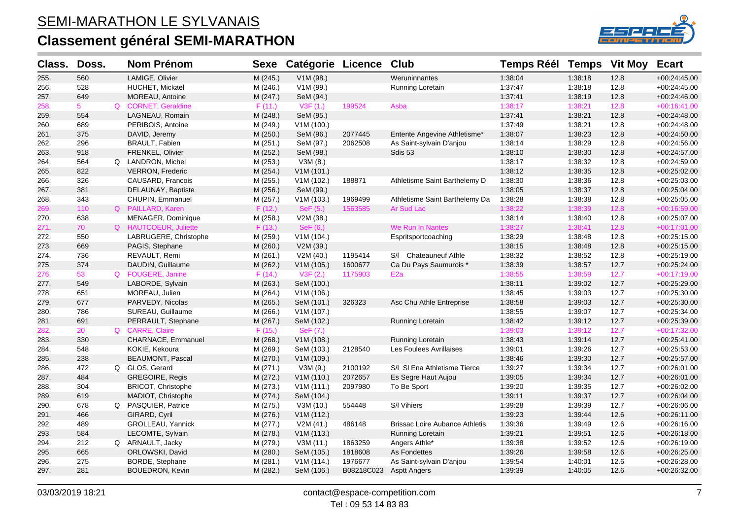# SEMI-MARATHON LE SYLVANAIS

## Classement général SEMI-MARATHON

| Class. | Doss. | | Nom Prénom | Sexe | Catégorie | Licence | Club | Temps Réél | Temps | Vit Moy | Ecart |
|---|---|---|---|---|---|---|---|---|---|---|---|
| 255. | 560 | | LAMIGE, Olivier | M (245.) | V1M (98.) | | Weruninnantes | 1:38:04 | 1:38:18 | 12.8 | +00:24:45.00 |
| 256. | 528 | | HUCHET, Mickael | M (246.) | V1M (99.) | | Running Loretain | 1:37:47 | 1:38:18 | 12.8 | +00:24:45.00 |
| 257. | 649 | | MOREAU, Antoine | M (247.) | SeM (94.) | | | 1:37:41 | 1:38:19 | 12.8 | +00:24:46.00 |
| 258. | 5 | Q | CORNET, Geraldine | F (11.) | V3F (1.) | 199524 | Asba | 1:38:17 | 1:38:21 | 12.8 | +00:16:41.00 |
| 259. | 554 | | LAGNEAU, Romain | M (248.) | SeM (95.) | | | 1:37:41 | 1:38:21 | 12.8 | +00:24:48.00 |
| 260. | 689 | | PERIBOIS, Antoine | M (249.) | V1M (100.) | | | 1:37:49 | 1:38:21 | 12.8 | +00:24:48.00 |
| 261. | 375 | | DAVID, Jeremy | M (250.) | SeM (96.) | 2077445 | Entente Angevine Athletisme* | 1:38:07 | 1:38:23 | 12.8 | +00:24:50.00 |
| 262. | 296 | | BRAULT, Fabien | M (251.) | SeM (97.) | 2062508 | As Saint-sylvain D'anjou | 1:38:14 | 1:38:29 | 12.8 | +00:24:56.00 |
| 263. | 918 | | FRENKEL, Olivier | M (252.) | SeM (98.) | | Sdis 53 | 1:38:10 | 1:38:30 | 12.8 | +00:24:57.00 |
| 264. | 564 | Q | LANDRON, Michel | M (253.) | V3M (8.) | | | 1:38:17 | 1:38:32 | 12.8 | +00:24:59.00 |
| 265. | 822 | | VERRON, Frederic | M (254.) | V1M (101.) | | | 1:38:12 | 1:38:35 | 12.8 | +00:25:02.00 |
| 266. | 326 | | CAUSARD, Francois | M (255.) | V1M (102.) | 188871 | Athletisme Saint Barthelemy D | 1:38:30 | 1:38:36 | 12.8 | +00:25:03.00 |
| 267. | 381 | | DELAUNAY, Baptiste | M (256.) | SeM (99.) | | | 1:38:05 | 1:38:37 | 12.8 | +00:25:04.00 |
| 268. | 343 | | CHUPIN, Emmanuel | M (257.) | V1M (103.) | 1969499 | Athletisme Saint Barthelemy Da | 1:38:28 | 1:38:38 | 12.8 | +00:25:05.00 |
| 269. | 110 | Q | PAILLARD, Karen | F (12.) | SeF (5.) | 1563585 | Ar Sud Lac | 1:38:22 | 1:38:39 | 12.8 | +00:16:59.00 |
| 270. | 638 | | MENAGER, Dominique | M (258.) | V2M (38.) | | | 1:38:14 | 1:38:40 | 12.8 | +00:25:07.00 |
| 271. | 70 | Q | HAUTCOEUR, Juliette | F (13.) | SeF (6.) | | We Run In Nantes | 1:38:27 | 1:38:41 | 12.8 | +00:17:01.00 |
| 272. | 550 | | LABRUGERE, Christophe | M (259.) | V1M (104.) | | Espritsportcoaching | 1:38:29 | 1:38:48 | 12.8 | +00:25:15.00 |
| 273. | 669 | | PAGIS, Stephane | M (260.) | V2M (39.) | | | 1:38:15 | 1:38:48 | 12.8 | +00:25:15.00 |
| 274. | 736 | | REVAULT, Remi | M (261.) | V2M (40.) | 1195414 | S/l Chateauneuf Athle | 1:38:32 | 1:38:52 | 12.8 | +00:25:19.00 |
| 275. | 374 | | DAUDIN, Guillaume | M (262.) | V1M (105.) | 1600677 | Ca Du Pays Saumurois * | 1:38:39 | 1:38:57 | 12.7 | +00:25:24.00 |
| 276. | 53 | Q | FOUGERE, Janine | F (14.) | V3F (2.) | 1175903 | E2a | 1:38:55 | 1:38:59 | 12.7 | +00:17:19.00 |
| 277. | 549 | | LABORDE, Sylvain | M (263.) | SeM (100.) | | | 1:38:11 | 1:39:02 | 12.7 | +00:25:29.00 |
| 278. | 651 | | MOREAU, Julien | M (264.) | V1M (106.) | | | 1:38:45 | 1:39:03 | 12.7 | +00:25:30.00 |
| 279. | 677 | | PARVEDY, Nicolas | M (265.) | SeM (101.) | 326323 | Asc Chu Athle Entreprise | 1:38:58 | 1:39:03 | 12.7 | +00:25:30.00 |
| 280. | 786 | | SUREAU, Guillaume | M (266.) | V1M (107.) | | | 1:38:55 | 1:39:07 | 12.7 | +00:25:34.00 |
| 281. | 691 | | PERRAULT, Stephane | M (267.) | SeM (102.) | | Running Loretain | 1:38:42 | 1:39:12 | 12.7 | +00:25:39.00 |
| 282. | 20 | Q | CARRE, Claire | F (15.) | SeF (7.) | | | 1:39:03 | 1:39:12 | 12.7 | +00:17:32.00 |
| 283. | 330 | | CHARNACE, Emmanuel | M (268.) | V1M (108.) | | Running Loretain | 1:38:43 | 1:39:14 | 12.7 | +00:25:41.00 |
| 284. | 548 | | KOKIE, Kekoura | M (269.) | SeM (103.) | 2128540 | Les Foulees Avrillaises | 1:39:01 | 1:39:26 | 12.7 | +00:25:53.00 |
| 285. | 238 | | BEAUMONT, Pascal | M (270.) | V1M (109.) | | | 1:38:46 | 1:39:30 | 12.7 | +00:25:57.00 |
| 286. | 472 | Q | GLOS, Gerard | M (271.) | V3M (9.) | 2100192 | S/l Sl Ena Athletisme Tierce | 1:39:27 | 1:39:34 | 12.7 | +00:26:01.00 |
| 287. | 484 | | GREGOIRE, Regis | M (272.) | V1M (110.) | 2072657 | Es Segre Haut Aujou | 1:39:05 | 1:39:34 | 12.7 | +00:26:01.00 |
| 288. | 304 | | BRICOT, Christophe | M (273.) | V1M (111.) | 2097980 | To Be Sport | 1:39:20 | 1:39:35 | 12.7 | +00:26:02.00 |
| 289. | 619 | | MADIOT, Christophe | M (274.) | SeM (104.) | | | 1:39:11 | 1:39:37 | 12.7 | +00:26:04.00 |
| 290. | 678 | Q | PASQUIER, Patrice | M (275.) | V3M (10.) | 554448 | S/l Vihiers | 1:39:28 | 1:39:39 | 12.7 | +00:26:06.00 |
| 291. | 466 | | GIRARD, Cyril | M (276.) | V1M (112.) | | | 1:39:23 | 1:39:44 | 12.6 | +00:26:11.00 |
| 292. | 489 | | GROLLEAU, Yannick | M (277.) | V2M (41.) | 486148 | Brissac Loire Aubance Athletis | 1:39:36 | 1:39:49 | 12.6 | +00:26:16.00 |
| 293. | 584 | | LECOMTE, Sylvain | M (278.) | V1M (113.) | | Running Loretain | 1:39:21 | 1:39:51 | 12.6 | +00:26:18.00 |
| 294. | 212 | Q | ARNAULT, Jacky | M (279.) | V3M (11.) | 1863259 | Angers Athle* | 1:39:38 | 1:39:52 | 12.6 | +00:26:19.00 |
| 295. | 665 | | ORLOWSKI, David | M (280.) | SeM (105.) | 1818608 | As Fondettes | 1:39:26 | 1:39:58 | 12.6 | +00:26:25.00 |
| 296. | 275 | | BORDE, Stephane | M (281.) | V1M (114.) | 1976677 | As Saint-sylvain D'anjou | 1:39:54 | 1:40:01 | 12.6 | +00:26:28.00 |
| 297. | 281 | | BOUEDRON, Kevin | M (282.) | SeM (106.) | B08218C023 | Asptt Angers | 1:39:39 | 1:40:05 | 12.6 | +00:26:32.00 |

03/03/2019 18:21 — contact@espace-competition.com — Tel : 09 53 14 83 83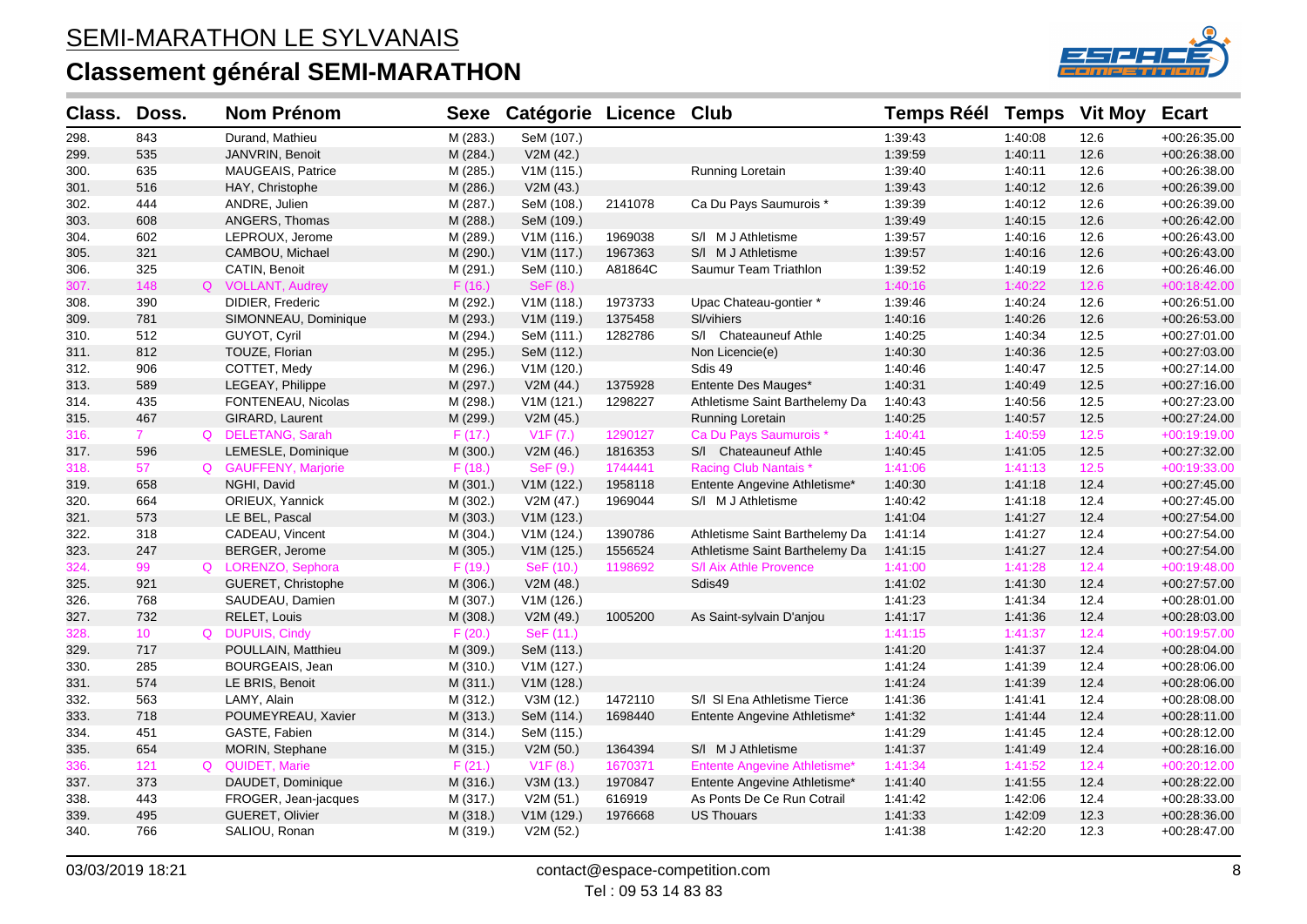# SEMI-MARATHON LE SYLVANAIS

## Classement général SEMI-MARATHON

| Class. | Doss. | | Nom Prénom | Sexe | Catégorie | Licence | Club | Temps Réél | Temps | Vit Moy | Ecart |
|---|---|---|---|---|---|---|---|---|---|---|---|
| 298. | 843 | | Durand, Mathieu | M (283.) | SeM (107.) | | | 1:39:43 | 1:40:08 | 12.6 | +00:26:35.00 |
| 299. | 535 | | JANVRIN, Benoit | M (284.) | V2M (42.) | | | 1:39:59 | 1:40:11 | 12.6 | +00:26:38.00 |
| 300. | 635 | | MAUGEAIS, Patrice | M (285.) | V1M (115.) | | Running Loretain | 1:39:40 | 1:40:11 | 12.6 | +00:26:38.00 |
| 301. | 516 | | HAY, Christophe | M (286.) | V2M (43.) | | | 1:39:43 | 1:40:12 | 12.6 | +00:26:39.00 |
| 302. | 444 | | ANDRE, Julien | M (287.) | SeM (108.) | 2141078 | Ca Du Pays Saumurois * | 1:39:39 | 1:40:12 | 12.6 | +00:26:39.00 |
| 303. | 608 | | ANGERS, Thomas | M (288.) | SeM (109.) | | | 1:39:49 | 1:40:15 | 12.6 | +00:26:42.00 |
| 304. | 602 | | LEPROUX, Jerome | M (289.) | V1M (116.) | 1969038 | S/l M J Athletisme | 1:39:57 | 1:40:16 | 12.6 | +00:26:43.00 |
| 305. | 321 | | CAMBOU, Michael | M (290.) | V1M (117.) | 1967363 | S/l M J Athletisme | 1:39:57 | 1:40:16 | 12.6 | +00:26:43.00 |
| 306. | 325 | | CATIN, Benoit | M (291.) | SeM (110.) | A81864C | Saumur Team Triathlon | 1:39:52 | 1:40:19 | 12.6 | +00:26:46.00 |
| 307. | 148 | Q | VOLLANT, Audrey | F (16.) | SeF (8.) | | | 1:40:16 | 1:40:22 | 12.6 | +00:18:42.00 |
| 308. | 390 | | DIDIER, Frederic | M (292.) | V1M (118.) | 1973733 | Upac Chateau-gontier * | 1:39:46 | 1:40:24 | 12.6 | +00:26:51.00 |
| 309. | 781 | | SIMONNEAU, Dominique | M (293.) | V1M (119.) | 1375458 | Sl/vihiers | 1:40:16 | 1:40:26 | 12.6 | +00:26:53.00 |
| 310. | 512 | | GUYOT, Cyril | M (294.) | SeM (111.) | 1282786 | S/l Chateauneuf Athle | 1:40:25 | 1:40:34 | 12.5 | +00:27:01.00 |
| 311. | 812 | | TOUZE, Florian | M (295.) | SeM (112.) | | Non Licencie(e) | 1:40:30 | 1:40:36 | 12.5 | +00:27:03.00 |
| 312. | 906 | | COTTET, Medy | M (296.) | V1M (120.) | | Sdis 49 | 1:40:46 | 1:40:47 | 12.5 | +00:27:14.00 |
| 313. | 589 | | LEGEAY, Philippe | M (297.) | V2M (44.) | 1375928 | Entente Des Mauges* | 1:40:31 | 1:40:49 | 12.5 | +00:27:16.00 |
| 314. | 435 | | FONTENEAU, Nicolas | M (298.) | V1M (121.) | 1298227 | Athletisme Saint Barthelemy Da | 1:40:43 | 1:40:56 | 12.5 | +00:27:23.00 |
| 315. | 467 | | GIRARD, Laurent | M (299.) | V2M (45.) | | Running Loretain | 1:40:25 | 1:40:57 | 12.5 | +00:27:24.00 |
| 316. | 7 | Q | DELETANG, Sarah | F (17.) | V1F (7.) | 1290127 | Ca Du Pays Saumurois * | 1:40:41 | 1:40:59 | 12.5 | +00:19:19.00 |
| 317. | 596 | | LEMESLE, Dominique | M (300.) | V2M (46.) | 1816353 | S/l Chateauneuf Athle | 1:40:45 | 1:41:05 | 12.5 | +00:27:32.00 |
| 318. | 57 | Q | GAUFFENY, Marjorie | F (18.) | SeF (9.) | 1744441 | Racing Club Nantais * | 1:41:06 | 1:41:13 | 12.5 | +00:19:33.00 |
| 319. | 658 | | NGHI, David | M (301.) | V1M (122.) | 1958118 | Entente Angevine Athletisme* | 1:40:30 | 1:41:18 | 12.4 | +00:27:45.00 |
| 320. | 664 | | ORIEUX, Yannick | M (302.) | V2M (47.) | 1969044 | S/l M J Athletisme | 1:40:42 | 1:41:18 | 12.4 | +00:27:45.00 |
| 321. | 573 | | LE BEL, Pascal | M (303.) | V1M (123.) | | | 1:41:04 | 1:41:27 | 12.4 | +00:27:54.00 |
| 322. | 318 | | CADEAU, Vincent | M (304.) | V1M (124.) | 1390786 | Athletisme Saint Barthelemy Da | 1:41:14 | 1:41:27 | 12.4 | +00:27:54.00 |
| 323. | 247 | | BERGER, Jerome | M (305.) | V1M (125.) | 1556524 | Athletisme Saint Barthelemy Da | 1:41:15 | 1:41:27 | 12.4 | +00:27:54.00 |
| 324. | 99 | Q | LORENZO, Sephora | F (19.) | SeF (10.) | 1198692 | S/l Aix Athle Provence | 1:41:00 | 1:41:28 | 12.4 | +00:19:48.00 |
| 325. | 921 | | GUERET, Christophe | M (306.) | V2M (48.) | | Sdis49 | 1:41:02 | 1:41:30 | 12.4 | +00:27:57.00 |
| 326. | 768 | | SAUDEAU, Damien | M (307.) | V1M (126.) | | | 1:41:23 | 1:41:34 | 12.4 | +00:28:01.00 |
| 327. | 732 | | RELET, Louis | M (308.) | V2M (49.) | 1005200 | As Saint-sylvain D'anjou | 1:41:17 | 1:41:36 | 12.4 | +00:28:03.00 |
| 328. | 10 | Q | DUPUIS, Cindy | F (20.) | SeF (11.) | | | 1:41:15 | 1:41:37 | 12.4 | +00:19:57.00 |
| 329. | 717 | | POULLAIN, Matthieu | M (309.) | SeM (113.) | | | 1:41:20 | 1:41:37 | 12.4 | +00:28:04.00 |
| 330. | 285 | | BOURGEAIS, Jean | M (310.) | V1M (127.) | | | 1:41:24 | 1:41:39 | 12.4 | +00:28:06.00 |
| 331. | 574 | | LE BRIS, Benoit | M (311.) | V1M (128.) | | | 1:41:24 | 1:41:39 | 12.4 | +00:28:06.00 |
| 332. | 563 | | LAMY, Alain | M (312.) | V3M (12.) | 1472110 | S/l Sl Ena Athletisme Tierce | 1:41:36 | 1:41:41 | 12.4 | +00:28:08.00 |
| 333. | 718 | | POUMEYREAU, Xavier | M (313.) | SeM (114.) | 1698440 | Entente Angevine Athletisme* | 1:41:32 | 1:41:44 | 12.4 | +00:28:11.00 |
| 334. | 451 | | GASTE, Fabien | M (314.) | SeM (115.) | | | 1:41:29 | 1:41:45 | 12.4 | +00:28:12.00 |
| 335. | 654 | | MORIN, Stephane | M (315.) | V2M (50.) | 1364394 | S/l M J Athletisme | 1:41:37 | 1:41:49 | 12.4 | +00:28:16.00 |
| 336. | 121 | Q | QUIDET, Marie | F (21.) | V1F (8.) | 1670371 | Entente Angevine Athletisme* | 1:41:34 | 1:41:52 | 12.4 | +00:20:12.00 |
| 337. | 373 | | DAUDET, Dominique | M (316.) | V3M (13.) | 1970847 | Entente Angevine Athletisme* | 1:41:40 | 1:41:55 | 12.4 | +00:28:22.00 |
| 338. | 443 | | FROGER, Jean-jacques | M (317.) | V2M (51.) | 616919 | As Ponts De Ce Run Cotrail | 1:41:42 | 1:42:06 | 12.4 | +00:28:33.00 |
| 339. | 495 | | GUERET, Olivier | M (318.) | V1M (129.) | 1976668 | US Thouars | 1:41:33 | 1:42:09 | 12.3 | +00:28:36.00 |
| 340. | 766 | | SALIOU, Ronan | M (319.) | V2M (52.) | | | 1:41:38 | 1:42:20 | 12.3 | +00:28:47.00 |

03/03/2019 18:21 — contact@espace-competition.com — Tel : 09 53 14 83 83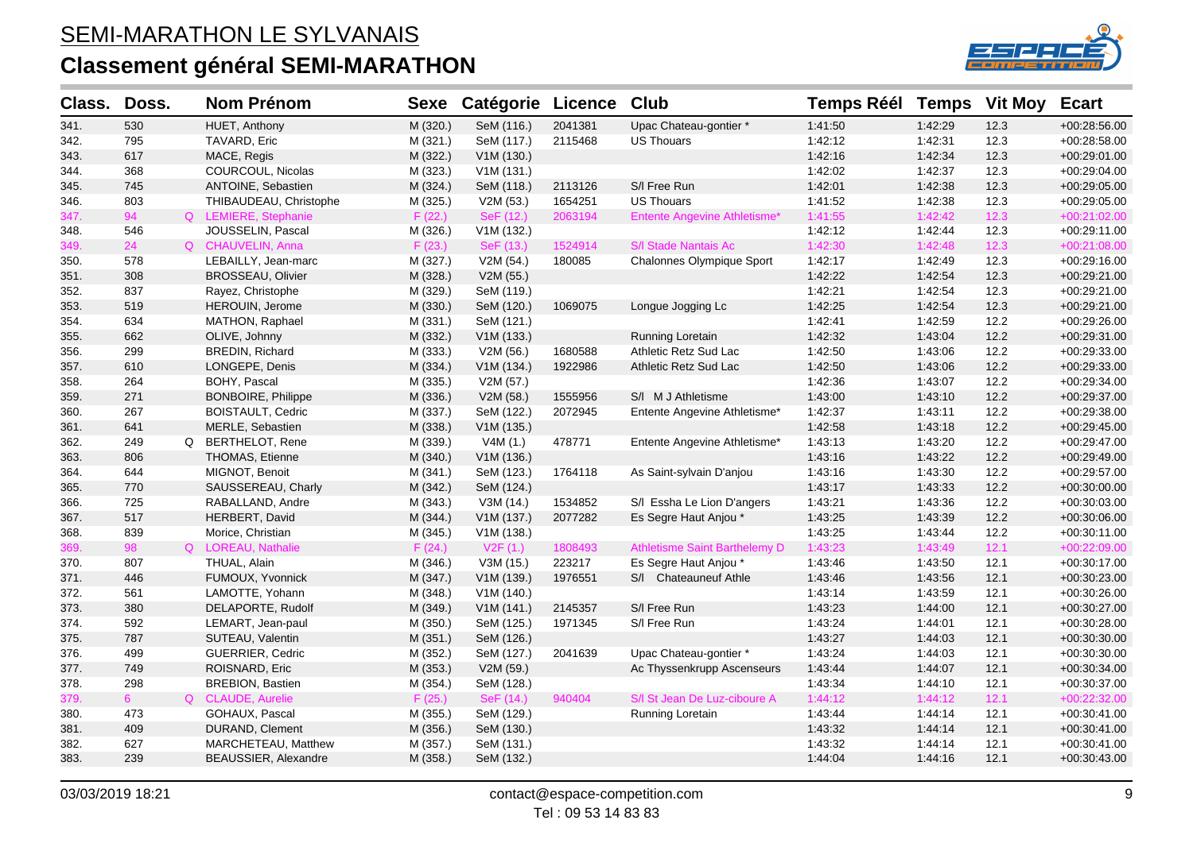# SEMI-MARATHON LE SYLVANAIS

## Classement général SEMI-MARATHON

| Class. | Doss. | | Nom Prénom | Sexe | Catégorie | Licence | Club | Temps Réél | Temps | Vit Moy | Ecart |
|---|---|---|---|---|---|---|---|---|---|---|---|
| 341. | 530 | | HUET, Anthony | M (320.) | SeM (116.) | 2041381 | Upac Chateau-gontier * | 1:41:50 | 1:42:29 | 12.3 | +00:28:56.00 |
| 342. | 795 | | TAVARD, Eric | M (321.) | SeM (117.) | 2115468 | US Thouars | 1:42:12 | 1:42:31 | 12.3 | +00:28:58.00 |
| 343. | 617 | | MACE, Regis | M (322.) | V1M (130.) | | | 1:42:16 | 1:42:34 | 12.3 | +00:29:01.00 |
| 344. | 368 | | COURCOUL, Nicolas | M (323.) | V1M (131.) | | | 1:42:02 | 1:42:37 | 12.3 | +00:29:04.00 |
| 345. | 745 | | ANTOINE, Sebastien | M (324.) | SeM (118.) | 2113126 | S/l Free Run | 1:42:01 | 1:42:38 | 12.3 | +00:29:05.00 |
| 346. | 803 | | THIBAUDEAU, Christophe | M (325.) | V2M (53.) | 1654251 | US Thouars | 1:41:52 | 1:42:38 | 12.3 | +00:29:05.00 |
| 347. | 94 | Q | LEMIERE, Stephanie | F (22.) | SeF (12.) | 2063194 | Entente Angevine Athletisme* | 1:41:55 | 1:42:42 | 12.3 | +00:21:02.00 |
| 348. | 546 | | JOUSSELIN, Pascal | M (326.) | V1M (132.) | | | 1:42:12 | 1:42:44 | 12.3 | +00:29:11.00 |
| 349. | 24 | Q | CHAUVELIN, Anna | F (23.) | SeF (13.) | 1524914 | S/l Stade Nantais Ac | 1:42:30 | 1:42:48 | 12.3 | +00:21:08.00 |
| 350. | 578 | | LEBAILLY, Jean-marc | M (327.) | V2M (54.) | 180085 | Chalonnes Olympique Sport | 1:42:17 | 1:42:49 | 12.3 | +00:29:16.00 |
| 351. | 308 | | BROSSEAU, Olivier | M (328.) | V2M (55.) | | | 1:42:22 | 1:42:54 | 12.3 | +00:29:21.00 |
| 352. | 837 | | Rayez, Christophe | M (329.) | SeM (119.) | | | 1:42:21 | 1:42:54 | 12.3 | +00:29:21.00 |
| 353. | 519 | | HEROUIN, Jerome | M (330.) | SeM (120.) | 1069075 | Longue Jogging Lc | 1:42:25 | 1:42:54 | 12.3 | +00:29:21.00 |
| 354. | 634 | | MATHON, Raphael | M (331.) | SeM (121.) | | | 1:42:41 | 1:42:59 | 12.2 | +00:29:26.00 |
| 355. | 662 | | OLIVE, Johnny | M (332.) | V1M (133.) | | Running Loretain | 1:42:32 | 1:43:04 | 12.2 | +00:29:31.00 |
| 356. | 299 | | BREDIN, Richard | M (333.) | V2M (56.) | 1680588 | Athletic Retz Sud Lac | 1:42:50 | 1:43:06 | 12.2 | +00:29:33.00 |
| 357. | 610 | | LONGEPE, Denis | M (334.) | V1M (134.) | 1922986 | Athletic Retz Sud Lac | 1:42:50 | 1:43:06 | 12.2 | +00:29:33.00 |
| 358. | 264 | | BOHY, Pascal | M (335.) | V2M (57.) | | | 1:42:36 | 1:43:07 | 12.2 | +00:29:34.00 |
| 359. | 271 | | BONBOIRE, Philippe | M (336.) | V2M (58.) | 1555956 | S/l M J Athletisme | 1:43:00 | 1:43:10 | 12.2 | +00:29:37.00 |
| 360. | 267 | | BOISTAULT, Cedric | M (337.) | SeM (122.) | 2072945 | Entente Angevine Athletisme* | 1:42:37 | 1:43:11 | 12.2 | +00:29:38.00 |
| 361. | 641 | | MERLE, Sebastien | M (338.) | V1M (135.) | | | 1:42:58 | 1:43:18 | 12.2 | +00:29:45.00 |
| 362. | 249 | Q | BERTHELOT, Rene | M (339.) | V4M (1.) | 478771 | Entente Angevine Athletisme* | 1:43:13 | 1:43:20 | 12.2 | +00:29:47.00 |
| 363. | 806 | | THOMAS, Etienne | M (340.) | V1M (136.) | | | 1:43:16 | 1:43:22 | 12.2 | +00:29:49.00 |
| 364. | 644 | | MIGNOT, Benoit | M (341.) | SeM (123.) | 1764118 | As Saint-sylvain D'anjou | 1:43:16 | 1:43:30 | 12.2 | +00:29:57.00 |
| 365. | 770 | | SAUSSEREAU, Charly | M (342.) | SeM (124.) | | | 1:43:17 | 1:43:33 | 12.2 | +00:30:00.00 |
| 366. | 725 | | RABALLAND, Andre | M (343.) | V3M (14.) | 1534852 | S/l Essha Le Lion D'angers | 1:43:21 | 1:43:36 | 12.2 | +00:30:03.00 |
| 367. | 517 | | HERBERT, David | M (344.) | V1M (137.) | 2077282 | Es Segre Haut Anjou * | 1:43:25 | 1:43:39 | 12.2 | +00:30:06.00 |
| 368. | 839 | | Morice, Christian | M (345.) | V1M (138.) | | | 1:43:25 | 1:43:44 | 12.2 | +00:30:11.00 |
| 369. | 98 | Q | LOREAU, Nathalie | F (24.) | V2F (1.) | 1808493 | Athletisme Saint Barthelemy D | 1:43:23 | 1:43:49 | 12.1 | +00:22:09.00 |
| 370. | 807 | | THUAL, Alain | M (346.) | V3M (15.) | 223217 | Es Segre Haut Anjou * | 1:43:46 | 1:43:50 | 12.1 | +00:30:17.00 |
| 371. | 446 | | FUMOUX, Yvonnick | M (347.) | V1M (139.) | 1976551 | S/l Chateauneuf Athle | 1:43:46 | 1:43:56 | 12.1 | +00:30:23.00 |
| 372. | 561 | | LAMOTTE, Yohann | M (348.) | V1M (140.) | | | 1:43:14 | 1:43:59 | 12.1 | +00:30:26.00 |
| 373. | 380 | | DELAPORTE, Rudolf | M (349.) | V1M (141.) | 2145357 | S/l Free Run | 1:43:23 | 1:44:00 | 12.1 | +00:30:27.00 |
| 374. | 592 | | LEMART, Jean-paul | M (350.) | SeM (125.) | 1971345 | S/l Free Run | 1:43:24 | 1:44:01 | 12.1 | +00:30:28.00 |
| 375. | 787 | | SUTEAU, Valentin | M (351.) | SeM (126.) | | | 1:43:27 | 1:44:03 | 12.1 | +00:30:30.00 |
| 376. | 499 | | GUERRIER, Cedric | M (352.) | SeM (127.) | 2041639 | Upac Chateau-gontier * | 1:43:24 | 1:44:03 | 12.1 | +00:30:30.00 |
| 377. | 749 | | ROISNARD, Eric | M (353.) | V2M (59.) | | Ac Thyssenkrupp Ascenseurs | 1:43:44 | 1:44:07 | 12.1 | +00:30:34.00 |
| 378. | 298 | | BREBION, Bastien | M (354.) | SeM (128.) | | | 1:43:34 | 1:44:10 | 12.1 | +00:30:37.00 |
| 379. | 6 | Q | CLAUDE, Aurelie | F (25.) | SeF (14.) | 940404 | S/l St Jean De Luz-ciboure A | 1:44:12 | 1:44:12 | 12.1 | +00:22:32.00 |
| 380. | 473 | | GOHAUX, Pascal | M (355.) | SeM (129.) | | Running Loretain | 1:43:44 | 1:44:14 | 12.1 | +00:30:41.00 |
| 381. | 409 | | DURAND, Clement | M (356.) | SeM (130.) | | | 1:43:32 | 1:44:14 | 12.1 | +00:30:41.00 |
| 382. | 627 | | MARCHETEAU, Matthew | M (357.) | SeM (131.) | | | 1:43:32 | 1:44:14 | 12.1 | +00:30:41.00 |
| 383. | 239 | | BEAUSSIER, Alexandre | M (358.) | SeM (132.) | | | 1:44:04 | 1:44:16 | 12.1 | +00:30:43.00 |

03/03/2019 18:21 — contact@espace-competition.com — Tel : 09 53 14 83 83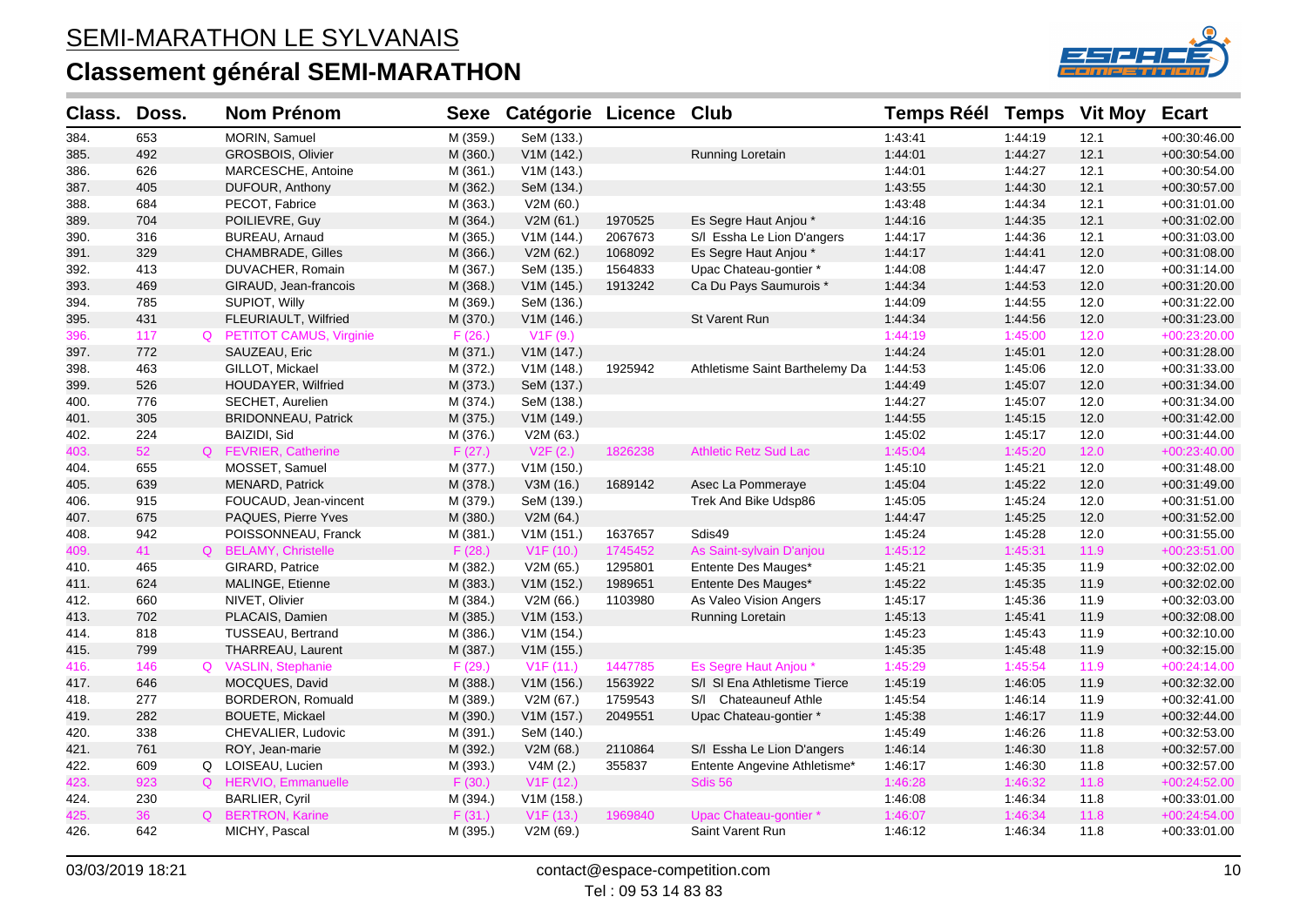# SEMI-MARATHON LE SYLVANAIS

## Classement général SEMI-MARATHON

| Class. | Doss. | | Nom Prénom | Sexe | Catégorie | Licence | Club | Temps Réél | Temps | Vit Moy | Ecart |
|---|---|---|---|---|---|---|---|---|---|---|---|
| 384. | 653 | | MORIN, Samuel | M (359.) | SeM (133.) | | | 1:43:41 | 1:44:19 | 12.1 | +00:30:46.00 |
| 385. | 492 | | GROSBOIS, Olivier | M (360.) | V1M (142.) | | Running Loretain | 1:44:01 | 1:44:27 | 12.1 | +00:30:54.00 |
| 386. | 626 | | MARCESCHE, Antoine | M (361.) | V1M (143.) | | | 1:44:01 | 1:44:27 | 12.1 | +00:30:54.00 |
| 387. | 405 | | DUFOUR, Anthony | M (362.) | SeM (134.) | | | 1:43:55 | 1:44:30 | 12.1 | +00:30:57.00 |
| 388. | 684 | | PECOT, Fabrice | M (363.) | V2M (60.) | | | 1:43:48 | 1:44:34 | 12.1 | +00:31:01.00 |
| 389. | 704 | | POILIEVRE, Guy | M (364.) | V2M (61.) | 1970525 | Es Segre Haut Anjou * | 1:44:16 | 1:44:35 | 12.1 | +00:31:02.00 |
| 390. | 316 | | BUREAU, Arnaud | M (365.) | V1M (144.) | 2067673 | S/l Essha Le Lion D'angers | 1:44:17 | 1:44:36 | 12.1 | +00:31:03.00 |
| 391. | 329 | | CHAMBRADE, Gilles | M (366.) | V2M (62.) | 1068092 | Es Segre Haut Anjou * | 1:44:17 | 1:44:41 | 12.0 | +00:31:08.00 |
| 392. | 413 | | DUVACHER, Romain | M (367.) | SeM (135.) | 1564833 | Upac Chateau-gontier * | 1:44:08 | 1:44:47 | 12.0 | +00:31:14.00 |
| 393. | 469 | | GIRAUD, Jean-francois | M (368.) | V1M (145.) | 1913242 | Ca Du Pays Saumurois * | 1:44:34 | 1:44:53 | 12.0 | +00:31:20.00 |
| 394. | 785 | | SUPIOT, Willy | M (369.) | SeM (136.) | | | 1:44:09 | 1:44:55 | 12.0 | +00:31:22.00 |
| 395. | 431 | | FLEURIAULT, Wilfried | M (370.) | V1M (146.) | | St Varent Run | 1:44:34 | 1:44:56 | 12.0 | +00:31:23.00 |
| 396. | 117 | Q | PETITOT CAMUS, Virginie | F (26.) | V1F (9.) | | | 1:44:19 | 1:45:00 | 12.0 | +00:23:20.00 |
| 397. | 772 | | SAUZEAU, Eric | M (371.) | V1M (147.) | | | 1:44:24 | 1:45:01 | 12.0 | +00:31:28.00 |
| 398. | 463 | | GILLOT, Mickael | M (372.) | V1M (148.) | 1925942 | Athletisme Saint Barthelemy Da | 1:44:53 | 1:45:06 | 12.0 | +00:31:33.00 |
| 399. | 526 | | HOUDAYER, Wilfried | M (373.) | SeM (137.) | | | 1:44:49 | 1:45:07 | 12.0 | +00:31:34.00 |
| 400. | 776 | | SECHET, Aurelien | M (374.) | SeM (138.) | | | 1:44:27 | 1:45:07 | 12.0 | +00:31:34.00 |
| 401. | 305 | | BRIDONNEAU, Patrick | M (375.) | V1M (149.) | | | 1:44:55 | 1:45:15 | 12.0 | +00:31:42.00 |
| 402. | 224 | | BAIZIDI, Sid | M (376.) | V2M (63.) | | | 1:45:02 | 1:45:17 | 12.0 | +00:31:44.00 |
| 403. | 52 | Q | FEVRIER, Catherine | F (27.) | V2F (2.) | 1826238 | Athletic Retz Sud Lac | 1:45:04 | 1:45:20 | 12.0 | +00:23:40.00 |
| 404. | 655 | | MOSSET, Samuel | M (377.) | V1M (150.) | | | 1:45:10 | 1:45:21 | 12.0 | +00:31:48.00 |
| 405. | 639 | | MENARD, Patrick | M (378.) | V3M (16.) | 1689142 | Asec La Pommeraye | 1:45:04 | 1:45:22 | 12.0 | +00:31:49.00 |
| 406. | 915 | | FOUCAUD, Jean-vincent | M (379.) | SeM (139.) | | Trek And Bike Udsp86 | 1:45:05 | 1:45:24 | 12.0 | +00:31:51.00 |
| 407. | 675 | | PAQUES, Pierre Yves | M (380.) | V2M (64.) | | | 1:44:47 | 1:45:25 | 12.0 | +00:31:52.00 |
| 408. | 942 | | POISSONNEAU, Franck | M (381.) | V1M (151.) | 1637657 | Sdis49 | 1:45:24 | 1:45:28 | 12.0 | +00:31:55.00 |
| 409. | 41 | Q | BELAMY, Christelle | F (28.) | V1F (10.) | 1745452 | As Saint-sylvain D'anjou | 1:45:12 | 1:45:31 | 11.9 | +00:23:51.00 |
| 410. | 465 | | GIRARD, Patrice | M (382.) | V2M (65.) | 1295801 | Entente Des Mauges* | 1:45:21 | 1:45:35 | 11.9 | +00:32:02.00 |
| 411. | 624 | | MALINGE, Etienne | M (383.) | V1M (152.) | 1989651 | Entente Des Mauges* | 1:45:22 | 1:45:35 | 11.9 | +00:32:02.00 |
| 412. | 660 | | NIVET, Olivier | M (384.) | V2M (66.) | 1103980 | As Valeo Vision Angers | 1:45:17 | 1:45:36 | 11.9 | +00:32:03.00 |
| 413. | 702 | | PLACAIS, Damien | M (385.) | V1M (153.) | | Running Loretain | 1:45:13 | 1:45:41 | 11.9 | +00:32:08.00 |
| 414. | 818 | | TUSSEAU, Bertrand | M (386.) | V1M (154.) | | | 1:45:23 | 1:45:43 | 11.9 | +00:32:10.00 |
| 415. | 799 | | THARREAU, Laurent | M (387.) | V1M (155.) | | | 1:45:35 | 1:45:48 | 11.9 | +00:32:15.00 |
| 416. | 146 | Q | VASLIN, Stephanie | F (29.) | V1F (11.) | 1447785 | Es Segre Haut Anjou * | 1:45:29 | 1:45:54 | 11.9 | +00:24:14.00 |
| 417. | 646 | | MOCQUES, David | M (388.) | V1M (156.) | 1563922 | S/l Sl Ena Athletisme Tierce | 1:45:19 | 1:46:05 | 11.9 | +00:32:32.00 |
| 418. | 277 | | BORDERON, Romuald | M (389.) | V2M (67.) | 1759543 | S/l Chateauneuf Athle | 1:45:54 | 1:46:14 | 11.9 | +00:32:41.00 |
| 419. | 282 | | BOUETE, Mickael | M (390.) | V1M (157.) | 2049551 | Upac Chateau-gontier * | 1:45:38 | 1:46:17 | 11.9 | +00:32:44.00 |
| 420. | 338 | | CHEVALIER, Ludovic | M (391.) | SeM (140.) | | | 1:45:49 | 1:46:26 | 11.8 | +00:32:53.00 |
| 421. | 761 | | ROY, Jean-marie | M (392.) | V2M (68.) | 2110864 | S/l Essha Le Lion D'angers | 1:46:14 | 1:46:30 | 11.8 | +00:32:57.00 |
| 422. | 609 | Q | LOISEAU, Lucien | M (393.) | V4M (2.) | 355837 | Entente Angevine Athletisme* | 1:46:17 | 1:46:30 | 11.8 | +00:32:57.00 |
| 423. | 923 | Q | HERVIO, Emmanuelle | F (30.) | V1F (12.) | | Sdis 56 | 1:46:28 | 1:46:32 | 11.8 | +00:24:52.00 |
| 424. | 230 | | BARLIER, Cyril | M (394.) | V1M (158.) | | | 1:46:08 | 1:46:34 | 11.8 | +00:33:01.00 |
| 425. | 36 | Q | BERTRON, Karine | F (31.) | V1F (13.) | 1969840 | Upac Chateau-gontier * | 1:46:07 | 1:46:34 | 11.8 | +00:24:54.00 |
| 426. | 642 | | MICHY, Pascal | M (395.) | V2M (69.) | | Saint Varent Run | 1:46:12 | 1:46:34 | 11.8 | +00:33:01.00 |

03/03/2019 18:21 contact@espace-competition.com Tel : 09 53 14 83 83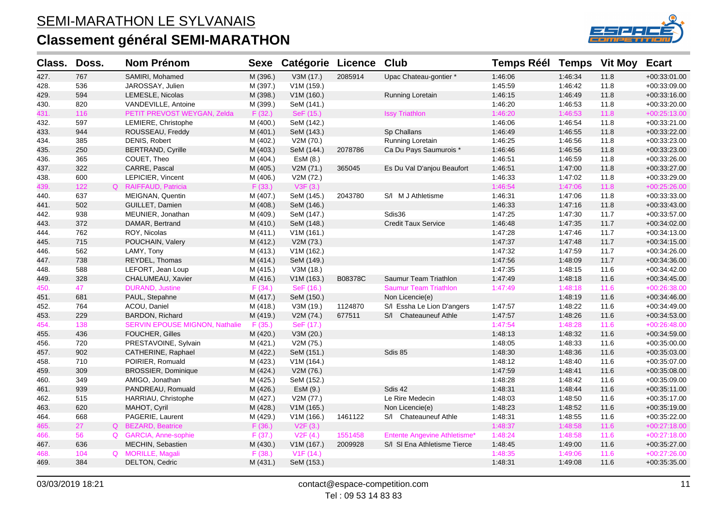# SEMI-MARATHON LE SYLVANAIS

## Classement général SEMI-MARATHON

| Class. | Doss. | | Nom Prénom | Sexe | Catégorie | Licence | Club | Temps Réél | Temps | Vit Moy | Ecart |
|---|---|---|---|---|---|---|---|---|---|---|---|
| 427. | 767 | | SAMIRI, Mohamed | M (396.) | V3M (17.) | 2085914 | Upac Chateau-gontier * | 1:46:06 | 1:46:34 | 11.8 | +00:33:01.00 |
| 428. | 536 | | JAROSSAY, Julien | M (397.) | V1M (159.) | | | 1:45:59 | 1:46:42 | 11.8 | +00:33:09.00 |
| 429. | 594 | | LEMESLE, Nicolas | M (398.) | V1M (160.) | | Running Loretain | 1:46:15 | 1:46:49 | 11.8 | +00:33:16.00 |
| 430. | 820 | | VANDEVILLE, Antoine | M (399.) | SeM (141.) | | | 1:46:20 | 1:46:53 | 11.8 | +00:33:20.00 |
| 431. | 116 | | PETIT PREVOST WEYGAN, Zelda | F (32.) | SeF (15.) | | Issy Triathlon | 1:46:20 | 1:46:53 | 11.8 | +00:25:13.00 |
| 432. | 597 | | LEMIERE, Christophe | M (400.) | SeM (142.) | | | 1:46:06 | 1:46:54 | 11.8 | +00:33:21.00 |
| 433. | 944 | | ROUSSEAU, Freddy | M (401.) | SeM (143.) | | Sp Challans | 1:46:49 | 1:46:55 | 11.8 | +00:33:22.00 |
| 434. | 385 | | DENIS, Robert | M (402.) | V2M (70.) | | Running Loretain | 1:46:25 | 1:46:56 | 11.8 | +00:33:23.00 |
| 435. | 250 | | BERTRAND, Cyrille | M (403.) | SeM (144.) | 2078786 | Ca Du Pays Saumurois * | 1:46:46 | 1:46:56 | 11.8 | +00:33:23.00 |
| 436. | 365 | | COUET, Theo | M (404.) | EsM (8.) | | | 1:46:51 | 1:46:59 | 11.8 | +00:33:26.00 |
| 437. | 322 | | CARRE, Pascal | M (405.) | V2M (71.) | 365045 | Es Du Val D'anjou Beaufort | 1:46:51 | 1:47:00 | 11.8 | +00:33:27.00 |
| 438. | 600 | | LEPICIER, Vincent | M (406.) | V2M (72.) | | | 1:46:33 | 1:47:02 | 11.8 | +00:33:29.00 |
| 439. | 122 | Q | RAIFFAUD, Patricia | F (33.) | V3F (3.) | | | 1:46:54 | 1:47:06 | 11.8 | +00:25:26.00 |
| 440. | 637 | | MEIGNAN, Quentin | M (407.) | SeM (145.) | 2043780 | S/l M J Athletisme | 1:46:31 | 1:47:06 | 11.8 | +00:33:33.00 |
| 441. | 502 | | GUILLET, Damien | M (408.) | SeM (146.) | | | 1:46:33 | 1:47:16 | 11.8 | +00:33:43.00 |
| 442. | 938 | | MEUNIER, Jonathan | M (409.) | SeM (147.) | | Sdis36 | 1:47:25 | 1:47:30 | 11.7 | +00:33:57.00 |
| 443. | 372 | | DAMAR, Bertrand | M (410.) | SeM (148.) | | Credit Taux Service | 1:46:48 | 1:47:35 | 11.7 | +00:34:02.00 |
| 444. | 762 | | ROY, Nicolas | M (411.) | V1M (161.) | | | 1:47:28 | 1:47:46 | 11.7 | +00:34:13.00 |
| 445. | 715 | | POUCHAIN, Valery | M (412.) | V2M (73.) | | | 1:47:37 | 1:47:48 | 11.7 | +00:34:15.00 |
| 446. | 562 | | LAMY, Tony | M (413.) | V1M (162.) | | | 1:47:32 | 1:47:59 | 11.7 | +00:34:26.00 |
| 447. | 738 | | REYDEL, Thomas | M (414.) | SeM (149.) | | | 1:47:56 | 1:48:09 | 11.7 | +00:34:36.00 |
| 448. | 588 | | LEFORT, Jean Loup | M (415.) | V3M (18.) | | | 1:47:35 | 1:48:15 | 11.6 | +00:34:42.00 |
| 449. | 328 | | CHALUMEAU, Xavier | M (416.) | V1M (163.) | B08378C | Saumur Team Triathlon | 1:47:49 | 1:48:18 | 11.6 | +00:34:45.00 |
| 450. | 47 | | DURAND, Justine | F (34.) | SeF (16.) | | Saumur Team Triathlon | 1:47:49 | 1:48:18 | 11.6 | +00:26:38.00 |
| 451. | 681 | | PAUL, Stepahne | M (417.) | SeM (150.) | | Non Licencie(e) | | 1:48:19 | 11.6 | +00:34:46.00 |
| 452. | 764 | | ACOU, Daniel | M (418.) | V3M (19.) | 1124870 | S/l Essha Le Lion D'angers | 1:47:57 | 1:48:22 | 11.6 | +00:34:49.00 |
| 453. | 229 | | BARDON, Richard | M (419.) | V2M (74.) | 677511 | S/l Chateauneuf Athle | 1:47:57 | 1:48:26 | 11.6 | +00:34:53.00 |
| 454. | 138 | | SERVIN EPOUSE MIGNON, Nathalie | F (35.) | SeF (17.) | | | 1:47:54 | 1:48:28 | 11.6 | +00:26:48.00 |
| 455. | 436 | | FOUCHER, Gilles | M (420.) | V3M (20.) | | | 1:48:13 | 1:48:32 | 11.6 | +00:34:59.00 |
| 456. | 720 | | PRESTAVOINE, Sylvain | M (421.) | V2M (75.) | | | 1:48:05 | 1:48:33 | 11.6 | +00:35:00.00 |
| 457. | 902 | | CATHERINE, Raphael | M (422.) | SeM (151.) | | Sdis 85 | 1:48:30 | 1:48:36 | 11.6 | +00:35:03.00 |
| 458. | 710 | | POIRIER, Romuald | M (423.) | V1M (164.) | | | 1:48:12 | 1:48:40 | 11.6 | +00:35:07.00 |
| 459. | 309 | | BROSSIER, Dominique | M (424.) | V2M (76.) | | | 1:47:59 | 1:48:41 | 11.6 | +00:35:08.00 |
| 460. | 349 | | AMIGO, Jonathan | M (425.) | SeM (152.) | | | 1:48:28 | 1:48:42 | 11.6 | +00:35:09.00 |
| 461. | 939 | | PANDREAU, Romuald | M (426.) | EsM (9.) | | Sdis 42 | 1:48:31 | 1:48:44 | 11.6 | +00:35:11.00 |
| 462. | 515 | | HARRIAU, Christophe | M (427.) | V2M (77.) | | Le Rire Medecin | 1:48:03 | 1:48:50 | 11.6 | +00:35:17.00 |
| 463. | 620 | | MAHOT, Cyril | M (428.) | V1M (165.) | | Non Licencie(e) | 1:48:23 | 1:48:52 | 11.6 | +00:35:19.00 |
| 464. | 668 | | PAGERIE, Laurent | M (429.) | V1M (166.) | 1461122 | S/l Chateauneuf Athle | 1:48:31 | 1:48:55 | 11.6 | +00:35:22.00 |
| 465. | 27 | Q | BEZARD, Beatrice | F (36.) | V2F (3.) | | | 1:48:37 | 1:48:58 | 11.6 | +00:27:18.00 |
| 466. | 56 | Q | GARCIA, Anne-sophie | F (37.) | V2F (4.) | 1551458 | Entente Angevine Athletisme* | 1:48:24 | 1:48:58 | 11.6 | +00:27:18.00 |
| 467. | 636 | | MECHIN, Sebastien | M (430.) | V1M (167.) | 2009928 | S/l Sl Ena Athletisme Tierce | 1:48:45 | 1:49:00 | 11.6 | +00:35:27.00 |
| 468. | 104 | Q | MORILLE, Magali | F (38.) | V1F (14.) | | | 1:48:35 | 1:49:06 | 11.6 | +00:27:26.00 |
| 469. | 384 | | DELTON, Cedric | M (431.) | SeM (153.) | | | 1:48:31 | 1:49:08 | 11.6 | +00:35:35.00 |

03/03/2019 18:21

contact@espace-competition.com

Tel : 09 53 14 83 83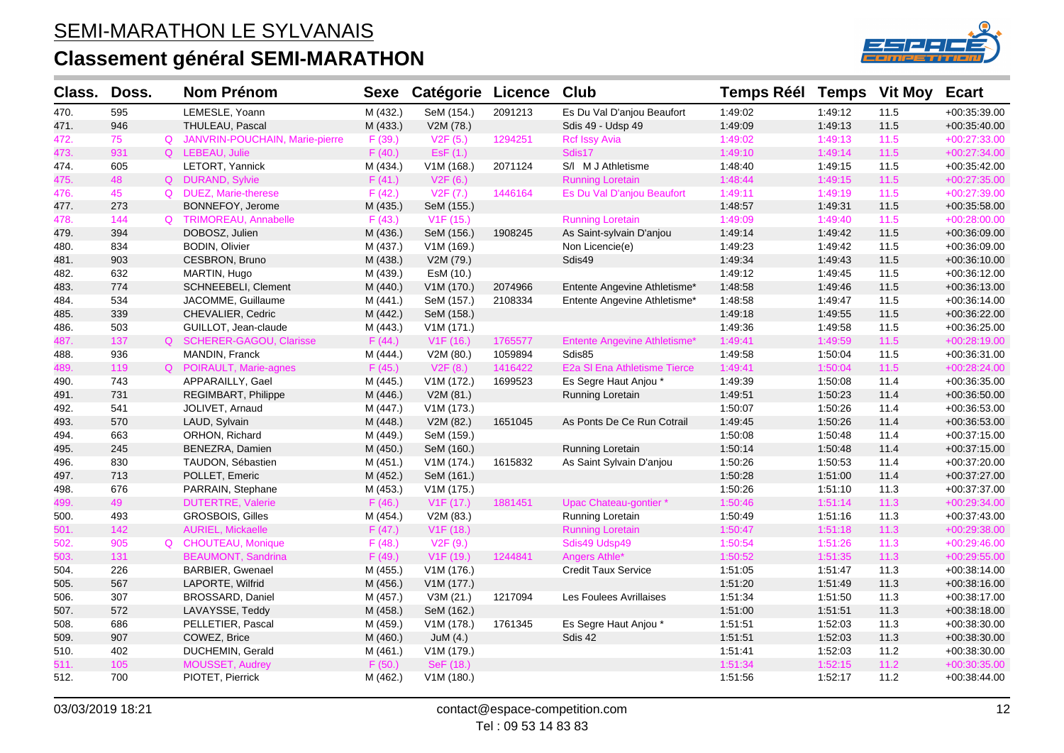# SEMI-MARATHON LE SYLVANAIS

## Classement général SEMI-MARATHON

| Class. | Doss. | | Nom Prénom | Sexe | Catégorie | Licence | Club | Temps Réél | Temps | Vit Moy | Ecart |
|---|---|---|---|---|---|---|---|---|---|---|---|
| 470. | 595 | | LEMESLE, Yoann | M (432.) | SeM (154.) | 2091213 | Es Du Val D'anjou Beaufort | 1:49:02 | 1:49:12 | 11.5 | +00:35:39.00 |
| 471. | 946 | | THULEAU, Pascal | M (433.) | V2M (78.) | | Sdis 49 - Udsp 49 | 1:49:09 | 1:49:13 | 11.5 | +00:35:40.00 |
| 472. | 75 | Q | JANVRIN-POUCHAIN, Marie-pierre | F (39.) | V2F (5.) | 1294251 | Rcf Issy Avia | 1:49:02 | 1:49:13 | 11.5 | +00:27:33.00 |
| 473. | 931 | Q | LEBEAU, Julie | F (40.) | EsF (1.) | | Sdis17 | 1:49:10 | 1:49:14 | 11.5 | +00:27:34.00 |
| 474. | 605 | | LETORT, Yannick | M (434.) | V1M (168.) | 2071124 | S/l M J Athletisme | 1:48:40 | 1:49:15 | 11.5 | +00:35:42.00 |
| 475. | 48 | Q | DURAND, Sylvie | F (41.) | V2F (6.) | | Running Loretain | 1:48:44 | 1:49:15 | 11.5 | +00:27:35.00 |
| 476. | 45 | Q | DUEZ, Marie-therese | F (42.) | V2F (7.) | 1446164 | Es Du Val D'anjou Beaufort | 1:49:11 | 1:49:19 | 11.5 | +00:27:39.00 |
| 477. | 273 | | BONNEFOY, Jerome | M (435.) | SeM (155.) | | | 1:48:57 | 1:49:31 | 11.5 | +00:35:58.00 |
| 478. | 144 | Q | TRIMOREAU, Annabelle | F (43.) | V1F (15.) | | Running Loretain | 1:49:09 | 1:49:40 | 11.5 | +00:28:00.00 |
| 479. | 394 | | DOBOSZ, Julien | M (436.) | SeM (156.) | 1908245 | As Saint-sylvain D'anjou | 1:49:14 | 1:49:42 | 11.5 | +00:36:09.00 |
| 480. | 834 | | BODIN, Olivier | M (437.) | V1M (169.) | | Non Licencie(e) | 1:49:23 | 1:49:42 | 11.5 | +00:36:09.00 |
| 481. | 903 | | CESBRON, Bruno | M (438.) | V2M (79.) | | Sdis49 | 1:49:34 | 1:49:43 | 11.5 | +00:36:10.00 |
| 482. | 632 | | MARTIN, Hugo | M (439.) | EsM (10.) | | | 1:49:12 | 1:49:45 | 11.5 | +00:36:12.00 |
| 483. | 774 | | SCHNEEBELI, Clement | M (440.) | V1M (170.) | 2074966 | Entente Angevine Athletisme* | 1:48:58 | 1:49:46 | 11.5 | +00:36:13.00 |
| 484. | 534 | | JACOMME, Guillaume | M (441.) | SeM (157.) | 2108334 | Entente Angevine Athletisme* | 1:48:58 | 1:49:47 | 11.5 | +00:36:14.00 |
| 485. | 339 | | CHEVALIER, Cedric | M (442.) | SeM (158.) | | | 1:49:18 | 1:49:55 | 11.5 | +00:36:22.00 |
| 486. | 503 | | GUILLOT, Jean-claude | M (443.) | V1M (171.) | | | 1:49:36 | 1:49:58 | 11.5 | +00:36:25.00 |
| 487. | 137 | Q | SCHERER-GAGOU, Clarisse | F (44.) | V1F (16.) | 1765577 | Entente Angevine Athletisme* | 1:49:41 | 1:49:59 | 11.5 | +00:28:19.00 |
| 488. | 936 | | MANDIN, Franck | M (444.) | V2M (80.) | 1059894 | Sdis85 | 1:49:58 | 1:50:04 | 11.5 | +00:36:31.00 |
| 489. | 119 | Q | POIRAULT, Marie-agnes | F (45.) | V2F (8.) | 1416422 | E2a Sl Ena Athletisme Tierce | 1:49:41 | 1:50:04 | 11.5 | +00:28:24.00 |
| 490. | 743 | | APPARAILLY, Gael | M (445.) | V1M (172.) | 1699523 | Es Segre Haut Anjou * | 1:49:39 | 1:50:08 | 11.4 | +00:36:35.00 |
| 491. | 731 | | REGIMBART, Philippe | M (446.) | V2M (81.) | | Running Loretain | 1:49:51 | 1:50:23 | 11.4 | +00:36:50.00 |
| 492. | 541 | | JOLIVET, Arnaud | M (447.) | V1M (173.) | | | 1:50:07 | 1:50:26 | 11.4 | +00:36:53.00 |
| 493. | 570 | | LAUD, Sylvain | M (448.) | V2M (82.) | 1651045 | As Ponts De Ce Run Cotrail | 1:49:45 | 1:50:26 | 11.4 | +00:36:53.00 |
| 494. | 663 | | ORHON, Richard | M (449.) | SeM (159.) | | | 1:50:08 | 1:50:48 | 11.4 | +00:37:15.00 |
| 495. | 245 | | BENEZRA, Damien | M (450.) | SeM (160.) | | Running Loretain | 1:50:14 | 1:50:48 | 11.4 | +00:37:15.00 |
| 496. | 830 | | TAUDON, Sébastien | M (451.) | V1M (174.) | 1615832 | As Saint Sylvain D'anjou | 1:50:26 | 1:50:53 | 11.4 | +00:37:20.00 |
| 497. | 713 | | POLLET, Emeric | M (452.) | SeM (161.) | | | 1:50:28 | 1:51:00 | 11.4 | +00:37:27.00 |
| 498. | 676 | | PARRAIN, Stephane | M (453.) | V1M (175.) | | | 1:50:26 | 1:51:10 | 11.3 | +00:37:37.00 |
| 499. | 49 | | DUTERTRE, Valerie | F (46.) | V1F (17.) | 1881451 | Upac Chateau-gontier * | 1:50:46 | 1:51:14 | 11.3 | +00:29:34.00 |
| 500. | 493 | | GROSBOIS, Gilles | M (454.) | V2M (83.) | | Running Loretain | 1:50:49 | 1:51:16 | 11.3 | +00:37:43.00 |
| 501. | 142 | | AURIEL, Mickaelle | F (47.) | V1F (18.) | | Running Loretain | 1:50:47 | 1:51:18 | 11.3 | +00:29:38.00 |
| 502. | 905 | Q | CHOUTEAU, Monique | F (48.) | V2F (9.) | | Sdis49 Udsp49 | 1:50:54 | 1:51:26 | 11.3 | +00:29:46.00 |
| 503. | 131 | | BEAUMONT, Sandrina | F (49.) | V1F (19.) | 1244841 | Angers Athle* | 1:50:52 | 1:51:35 | 11.3 | +00:29:55.00 |
| 504. | 226 | | BARBIER, Gwenael | M (455.) | V1M (176.) | | Credit Taux Service | 1:51:05 | 1:51:47 | 11.3 | +00:38:14.00 |
| 505. | 567 | | LAPORTE, Wilfrid | M (456.) | V1M (177.) | | | 1:51:20 | 1:51:49 | 11.3 | +00:38:16.00 |
| 506. | 307 | | BROSSARD, Daniel | M (457.) | V3M (21.) | 1217094 | Les Foulees Avrillaises | 1:51:34 | 1:51:50 | 11.3 | +00:38:17.00 |
| 507. | 572 | | LAVAYSSE, Teddy | M (458.) | SeM (162.) | | | 1:51:00 | 1:51:51 | 11.3 | +00:38:18.00 |
| 508. | 686 | | PELLETIER, Pascal | M (459.) | V1M (178.) | 1761345 | Es Segre Haut Anjou * | 1:51:51 | 1:52:03 | 11.3 | +00:38:30.00 |
| 509. | 907 | | COWEZ, Brice | M (460.) | JuM (4.) | | Sdis 42 | 1:51:51 | 1:52:03 | 11.3 | +00:38:30.00 |
| 510. | 402 | | DUCHEMIN, Gerald | M (461.) | V1M (179.) | | | 1:51:41 | 1:52:03 | 11.2 | +00:38:30.00 |
| 511. | 105 | | MOUSSET, Audrey | F (50.) | SeF (18.) | | | 1:51:34 | 1:52:15 | 11.2 | +00:30:35.00 |
| 512. | 700 | | PIOTET, Pierrick | M (462.) | V1M (180.) | | | 1:51:56 | 1:52:17 | 11.2 | +00:38:44.00 |

03/03/2019 18:21 — contact@espace-competition.com — Tel : 09 53 14 83 83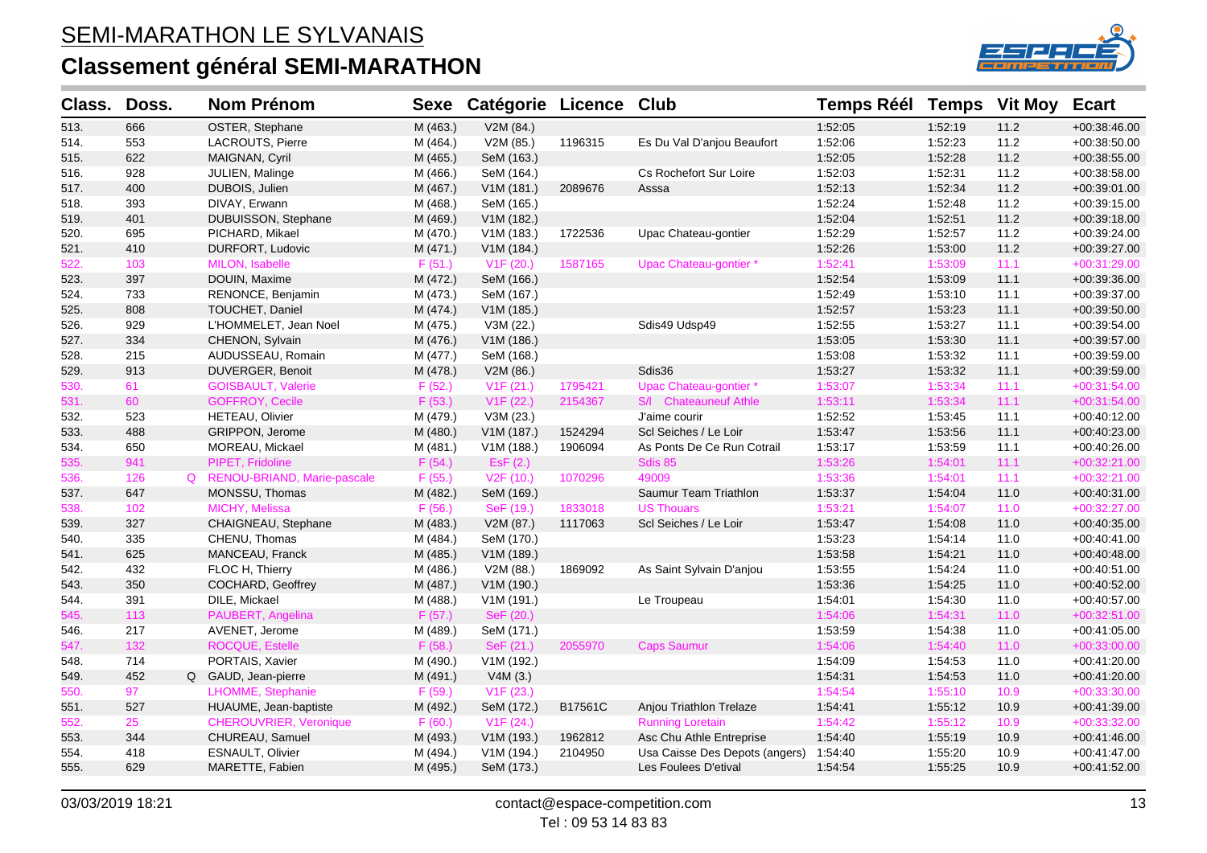# SEMI-MARATHON LE SYLVANAIS

## Classement général SEMI-MARATHON

| Class. | Doss. | | Nom Prénom | Sexe | Catégorie | Licence | Club | Temps Réél | Temps | Vit Moy | Ecart |
|---|---|---|---|---|---|---|---|---|---|---|---|
| 513. | 666 | | OSTER, Stephane | M (463.) | V2M (84.) | | | 1:52:05 | 1:52:19 | 11.2 | +00:38:46.00 |
| 514. | 553 | | LACROUTS, Pierre | M (464.) | V2M (85.) | 1196315 | Es Du Val D'anjou Beaufort | 1:52:06 | 1:52:23 | 11.2 | +00:38:50.00 |
| 515. | 622 | | MAIGNAN, Cyril | M (465.) | SeM (163.) | | | 1:52:05 | 1:52:28 | 11.2 | +00:38:55.00 |
| 516. | 928 | | JULIEN, Malinge | M (466.) | SeM (164.) | | Cs Rochefort Sur Loire | 1:52:03 | 1:52:31 | 11.2 | +00:38:58.00 |
| 517. | 400 | | DUBOIS, Julien | M (467.) | V1M (181.) | 2089676 | Asssa | 1:52:13 | 1:52:34 | 11.2 | +00:39:01.00 |
| 518. | 393 | | DIVAY, Erwann | M (468.) | SeM (165.) | | | 1:52:24 | 1:52:48 | 11.2 | +00:39:15.00 |
| 519. | 401 | | DUBUISSON, Stephane | M (469.) | V1M (182.) | | | 1:52:04 | 1:52:51 | 11.2 | +00:39:18.00 |
| 520. | 695 | | PICHARD, Mikael | M (470.) | V1M (183.) | 1722536 | Upac Chateau-gontier | 1:52:29 | 1:52:57 | 11.2 | +00:39:24.00 |
| 521. | 410 | | DURFORT, Ludovic | M (471.) | V1M (184.) | | | 1:52:26 | 1:53:00 | 11.2 | +00:39:27.00 |
| 522. | 103 | | MILON, Isabelle | F (51.) | V1F (20.) | 1587165 | Upac Chateau-gontier * | 1:52:41 | 1:53:09 | 11.1 | +00:31:29.00 |
| 523. | 397 | | DOUIN, Maxime | M (472.) | SeM (166.) | | | 1:52:54 | 1:53:09 | 11.1 | +00:39:36.00 |
| 524. | 733 | | RENONCE, Benjamin | M (473.) | SeM (167.) | | | 1:52:49 | 1:53:10 | 11.1 | +00:39:37.00 |
| 525. | 808 | | TOUCHET, Daniel | M (474.) | V1M (185.) | | | 1:52:57 | 1:53:23 | 11.1 | +00:39:50.00 |
| 526. | 929 | | L'HOMMELET, Jean Noel | M (475.) | V3M (22.) | | Sdis49 Udsp49 | 1:52:55 | 1:53:27 | 11.1 | +00:39:54.00 |
| 527. | 334 | | CHENON, Sylvain | M (476.) | V1M (186.) | | | 1:53:05 | 1:53:30 | 11.1 | +00:39:57.00 |
| 528. | 215 | | AUDUSSEAU, Romain | M (477.) | SeM (168.) | | | 1:53:08 | 1:53:32 | 11.1 | +00:39:59.00 |
| 529. | 913 | | DUVERGER, Benoit | M (478.) | V2M (86.) | | Sdis36 | 1:53:27 | 1:53:32 | 11.1 | +00:39:59.00 |
| 530. | 61 | | GOISBAULT, Valerie | F (52.) | V1F (21.) | 1795421 | Upac Chateau-gontier * | 1:53:07 | 1:53:34 | 11.1 | +00:31:54.00 |
| 531. | 60 | | GOFFROY, Cecile | F (53.) | V1F (22.) | 2154367 | S/l Chateauneuf Athle | 1:53:11 | 1:53:34 | 11.1 | +00:31:54.00 |
| 532. | 523 | | HETEAU, Olivier | M (479.) | V3M (23.) | | J'aime courir | 1:52:52 | 1:53:45 | 11.1 | +00:40:12.00 |
| 533. | 488 | | GRIPPON, Jerome | M (480.) | V1M (187.) | 1524294 | Scl Seiches / Le Loir | 1:53:47 | 1:53:56 | 11.1 | +00:40:23.00 |
| 534. | 650 | | MOREAU, Mickael | M (481.) | V1M (188.) | 1906094 | As Ponts De Ce Run Cotrail | 1:53:17 | 1:53:59 | 11.1 | +00:40:26.00 |
| 535. | 941 | | PIPET, Fridoline | F (54.) | EsF (2.) | | Sdis 85 | 1:53:26 | 1:54:01 | 11.1 | +00:32:21.00 |
| 536. | 126 | Q | RENOU-BRIAND, Marie-pascale | F (55.) | V2F (10.) | 1070296 | 49009 | 1:53:36 | 1:54:01 | 11.1 | +00:32:21.00 |
| 537. | 647 | | MONSSU, Thomas | M (482.) | SeM (169.) | | Saumur Team Triathlon | 1:53:37 | 1:54:04 | 11.0 | +00:40:31.00 |
| 538. | 102 | | MICHY, Melissa | F (56.) | SeF (19.) | 1833018 | US Thouars | 1:53:21 | 1:54:07 | 11.0 | +00:32:27.00 |
| 539. | 327 | | CHAIGNEAU, Stephane | M (483.) | V2M (87.) | 1117063 | Scl Seiches / Le Loir | 1:53:47 | 1:54:08 | 11.0 | +00:40:35.00 |
| 540. | 335 | | CHENU, Thomas | M (484.) | SeM (170.) | | | 1:53:23 | 1:54:14 | 11.0 | +00:40:41.00 |
| 541. | 625 | | MANCEAU, Franck | M (485.) | V1M (189.) | | | 1:53:58 | 1:54:21 | 11.0 | +00:40:48.00 |
| 542. | 432 | | FLOC H, Thierry | M (486.) | V2M (88.) | 1869092 | As Saint Sylvain D'anjou | 1:53:55 | 1:54:24 | 11.0 | +00:40:51.00 |
| 543. | 350 | | COCHARD, Geoffrey | M (487.) | V1M (190.) | | | 1:53:36 | 1:54:25 | 11.0 | +00:40:52.00 |
| 544. | 391 | | DILE, Mickael | M (488.) | V1M (191.) | | Le Troupeau | 1:54:01 | 1:54:30 | 11.0 | +00:40:57.00 |
| 545. | 113 | | PAUBERT, Angelina | F (57.) | SeF (20.) | | | 1:54:06 | 1:54:31 | 11.0 | +00:32:51.00 |
| 546. | 217 | | AVENET, Jerome | M (489.) | SeM (171.) | | | 1:53:59 | 1:54:38 | 11.0 | +00:41:05.00 |
| 547. | 132 | | ROCQUE, Estelle | F (58.) | SeF (21.) | 2055970 | Caps Saumur | 1:54:06 | 1:54:40 | 11.0 | +00:33:00.00 |
| 548. | 714 | | PORTAIS, Xavier | M (490.) | V1M (192.) | | | 1:54:09 | 1:54:53 | 11.0 | +00:41:20.00 |
| 549. | 452 | Q | GAUD, Jean-pierre | M (491.) | V4M (3.) | | | 1:54:31 | 1:54:53 | 11.0 | +00:41:20.00 |
| 550. | 97 | | LHOMME, Stephanie | F (59.) | V1F (23.) | | | 1:54:54 | 1:55:10 | 10.9 | +00:33:30.00 |
| 551. | 527 | | HUAUME, Jean-baptiste | M (492.) | SeM (172.) | B17561C | Anjou Triathlon Trelaze | 1:54:41 | 1:55:12 | 10.9 | +00:41:39.00 |
| 552. | 25 | | CHEROUVRIER, Veronique | F (60.) | V1F (24.) | | Running Loretain | 1:54:42 | 1:55:12 | 10.9 | +00:33:32.00 |
| 553. | 344 | | CHUREAU, Samuel | M (493.) | V1M (193.) | 1962812 | Asc Chu Athle Entreprise | 1:54:40 | 1:55:19 | 10.9 | +00:41:46.00 |
| 554. | 418 | | ESNAULT, Olivier | M (494.) | V1M (194.) | 2104950 | Usa Caisse Des Depots (angers) | 1:54:40 | 1:55:20 | 10.9 | +00:41:47.00 |
| 555. | 629 | | MARETTE, Fabien | M (495.) | SeM (173.) | | Les Foulees D'etival | 1:54:54 | 1:55:25 | 10.9 | +00:41:52.00 |

03/03/2019 18:21 contact@espace-competition.com Tel : 09 53 14 83 83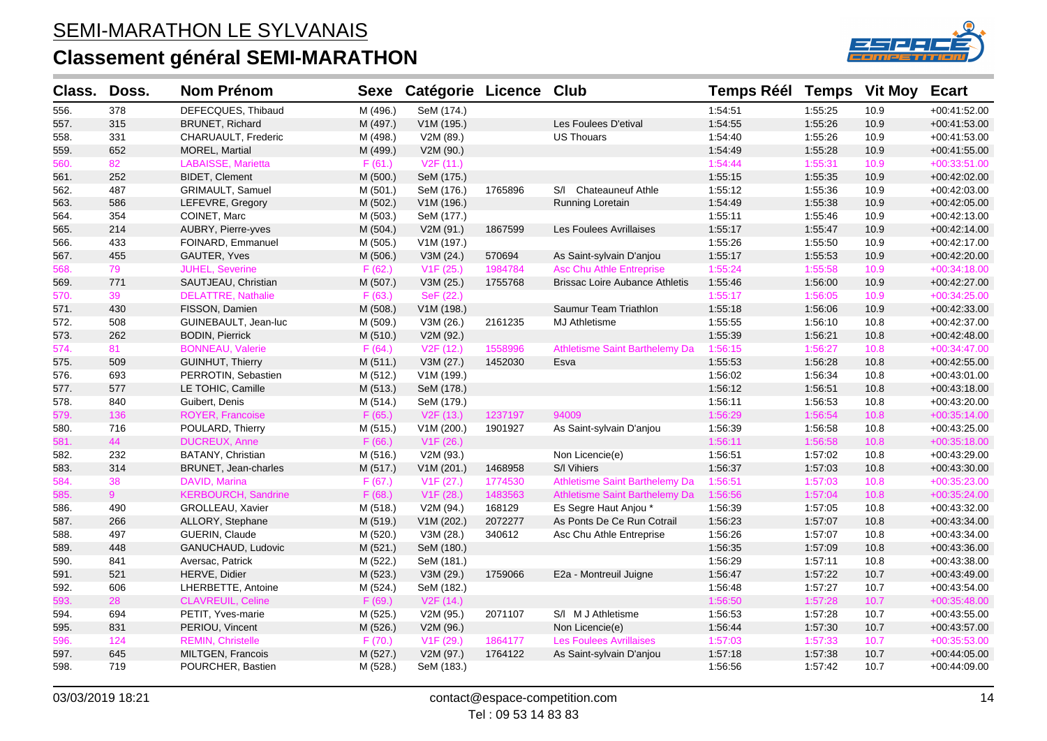# SEMI-MARATHON LE SYLVANAIS

## Classement général SEMI-MARATHON

| Class. | Doss. | Nom Prénom | Sexe | Catégorie | Licence | Club | Temps Réél | Temps | Vit Moy | Ecart |
|---|---|---|---|---|---|---|---|---|---|---|
| 556. | 378 | DEFECQUES, Thibaud | M (496.) | SeM (174.) | | | 1:54:51 | 1:55:25 | 10.9 | +00:41:52.00 |
| 557. | 315 | BRUNET, Richard | M (497.) | V1M (195.) | | Les Foulees D'etival | 1:54:55 | 1:55:26 | 10.9 | +00:41:53.00 |
| 558. | 331 | CHARUAULT, Frederic | M (498.) | V2M (89.) | | US Thouars | 1:54:40 | 1:55:26 | 10.9 | +00:41:53.00 |
| 559. | 652 | MOREL, Martial | M (499.) | V2M (90.) | | | 1:54:49 | 1:55:28 | 10.9 | +00:41:55.00 |
| 560. | 82 | LABAISSE, Marietta | F (61.) | V2F (11.) | | | 1:54:44 | 1:55:31 | 10.9 | +00:33:51.00 |
| 561. | 252 | BIDET, Clement | M (500.) | SeM (175.) | | | 1:55:15 | 1:55:35 | 10.9 | +00:42:02.00 |
| 562. | 487 | GRIMAULT, Samuel | M (501.) | SeM (176.) | 1765896 | S/l Chateauneuf Athle | 1:55:12 | 1:55:36 | 10.9 | +00:42:03.00 |
| 563. | 586 | LEFEVRE, Gregory | M (502.) | V1M (196.) | | Running Loretain | 1:54:49 | 1:55:38 | 10.9 | +00:42:05.00 |
| 564. | 354 | COINET, Marc | M (503.) | SeM (177.) | | | 1:55:11 | 1:55:46 | 10.9 | +00:42:13.00 |
| 565. | 214 | AUBRY, Pierre-yves | M (504.) | V2M (91.) | 1867599 | Les Foulees Avrillaises | 1:55:17 | 1:55:47 | 10.9 | +00:42:14.00 |
| 566. | 433 | FOINARD, Emmanuel | M (505.) | V1M (197.) | | | 1:55:26 | 1:55:50 | 10.9 | +00:42:17.00 |
| 567. | 455 | GAUTER, Yves | M (506.) | V3M (24.) | 570694 | As Saint-sylvain D'anjou | 1:55:17 | 1:55:53 | 10.9 | +00:42:20.00 |
| 568. | 79 | JUHEL, Severine | F (62.) | V1F (25.) | 1984784 | Asc Chu Athle Entreprise | 1:55:24 | 1:55:58 | 10.9 | +00:34:18.00 |
| 569. | 771 | SAUTJEAU, Christian | M (507.) | V3M (25.) | 1755768 | Brissac Loire Aubance Athletis | 1:55:46 | 1:56:00 | 10.9 | +00:42:27.00 |
| 570. | 39 | DELATTRE, Nathalie | F (63.) | SeF (22.) | | | 1:55:17 | 1:56:05 | 10.9 | +00:34:25.00 |
| 571. | 430 | FISSON, Damien | M (508.) | V1M (198.) | | Saumur Team Triathlon | 1:55:18 | 1:56:06 | 10.9 | +00:42:33.00 |
| 572. | 508 | GUINEBAULT, Jean-luc | M (509.) | V3M (26.) | 2161235 | MJ Athletisme | 1:55:55 | 1:56:10 | 10.8 | +00:42:37.00 |
| 573. | 262 | BODIN, Pierrick | M (510.) | V2M (92.) | | | 1:55:39 | 1:56:21 | 10.8 | +00:42:48.00 |
| 574. | 81 | BONNEAU, Valerie | F (64.) | V2F (12.) | 1558996 | Athletisme Saint Barthelemy Da | 1:56:15 | 1:56:27 | 10.8 | +00:34:47.00 |
| 575. | 509 | GUINHUT, Thierry | M (511.) | V3M (27.) | 1452030 | Esva | 1:55:53 | 1:56:28 | 10.8 | +00:42:55.00 |
| 576. | 693 | PERROTIN, Sebastien | M (512.) | V1M (199.) | | | 1:56:02 | 1:56:34 | 10.8 | +00:43:01.00 |
| 577. | 577 | LE TOHIC, Camille | M (513.) | SeM (178.) | | | 1:56:12 | 1:56:51 | 10.8 | +00:43:18.00 |
| 578. | 840 | Guibert, Denis | M (514.) | SeM (179.) | | | 1:56:11 | 1:56:53 | 10.8 | +00:43:20.00 |
| 579. | 136 | ROYER, Francoise | F (65.) | V2F (13.) | 1237197 | 94009 | 1:56:29 | 1:56:54 | 10.8 | +00:35:14.00 |
| 580. | 716 | POULARD, Thierry | M (515.) | V1M (200.) | 1901927 | As Saint-sylvain D'anjou | 1:56:39 | 1:56:58 | 10.8 | +00:43:25.00 |
| 581. | 44 | DUCREUX, Anne | F (66.) | V1F (26.) | | | 1:56:11 | 1:56:58 | 10.8 | +00:35:18.00 |
| 582. | 232 | BATANY, Christian | M (516.) | V2M (93.) | | Non Licencie(e) | 1:56:51 | 1:57:02 | 10.8 | +00:43:29.00 |
| 583. | 314 | BRUNET, Jean-charles | M (517.) | V1M (201.) | 1468958 | S/l Vihiers | 1:56:37 | 1:57:03 | 10.8 | +00:43:30.00 |
| 584. | 38 | DAVID, Marina | F (67.) | V1F (27.) | 1774530 | Athletisme Saint Barthelemy Da | 1:56:51 | 1:57:03 | 10.8 | +00:35:23.00 |
| 585. | 9 | KERBOURCH, Sandrine | F (68.) | V1F (28.) | 1483563 | Athletisme Saint Barthelemy Da | 1:56:56 | 1:57:04 | 10.8 | +00:35:24.00 |
| 586. | 490 | GROLLEAU, Xavier | M (518.) | V2M (94.) | 168129 | Es Segre Haut Anjou * | 1:56:39 | 1:57:05 | 10.8 | +00:43:32.00 |
| 587. | 266 | ALLORY, Stephane | M (519.) | V1M (202.) | 2072277 | As Ponts De Ce Run Cotrail | 1:56:23 | 1:57:07 | 10.8 | +00:43:34.00 |
| 588. | 497 | GUERIN, Claude | M (520.) | V3M (28.) | 340612 | Asc Chu Athle Entreprise | 1:56:26 | 1:57:07 | 10.8 | +00:43:34.00 |
| 589. | 448 | GANUCHAUD, Ludovic | M (521.) | SeM (180.) | | | 1:56:35 | 1:57:09 | 10.8 | +00:43:36.00 |
| 590. | 841 | Aversac, Patrick | M (522.) | SeM (181.) | | | 1:56:29 | 1:57:11 | 10.8 | +00:43:38.00 |
| 591. | 521 | HERVE, Didier | M (523.) | V3M (29.) | 1759066 | E2a - Montreuil Juigne | 1:56:47 | 1:57:22 | 10.7 | +00:43:49.00 |
| 592. | 606 | LHERBETTE, Antoine | M (524.) | SeM (182.) | | | 1:56:48 | 1:57:27 | 10.7 | +00:43:54.00 |
| 593. | 28 | CLAVREUIL, Celine | F (69.) | V2F (14.) | | | 1:56:50 | 1:57:28 | 10.7 | +00:35:48.00 |
| 594. | 694 | PETIT, Yves-marie | M (525.) | V2M (95.) | 2071107 | S/l M J Athletisme | 1:56:53 | 1:57:28 | 10.7 | +00:43:55.00 |
| 595. | 831 | PERIOU, Vincent | M (526.) | V2M (96.) | | Non Licencie(e) | 1:56:44 | 1:57:30 | 10.7 | +00:43:57.00 |
| 596. | 124 | REMIN, Christelle | F (70.) | V1F (29.) | 1864177 | Les Foulees Avrillaises | 1:57:03 | 1:57:33 | 10.7 | +00:35:53.00 |
| 597. | 645 | MILTGEN, Francois | M (527.) | V2M (97.) | 1764122 | As Saint-sylvain D'anjou | 1:57:18 | 1:57:38 | 10.7 | +00:44:05.00 |
| 598. | 719 | POURCHER, Bastien | M (528.) | SeM (183.) | | | 1:56:56 | 1:57:42 | 10.7 | +00:44:09.00 |

03/03/2019 18:21

contact@espace-competition.com
Tel : 09 53 14 83 83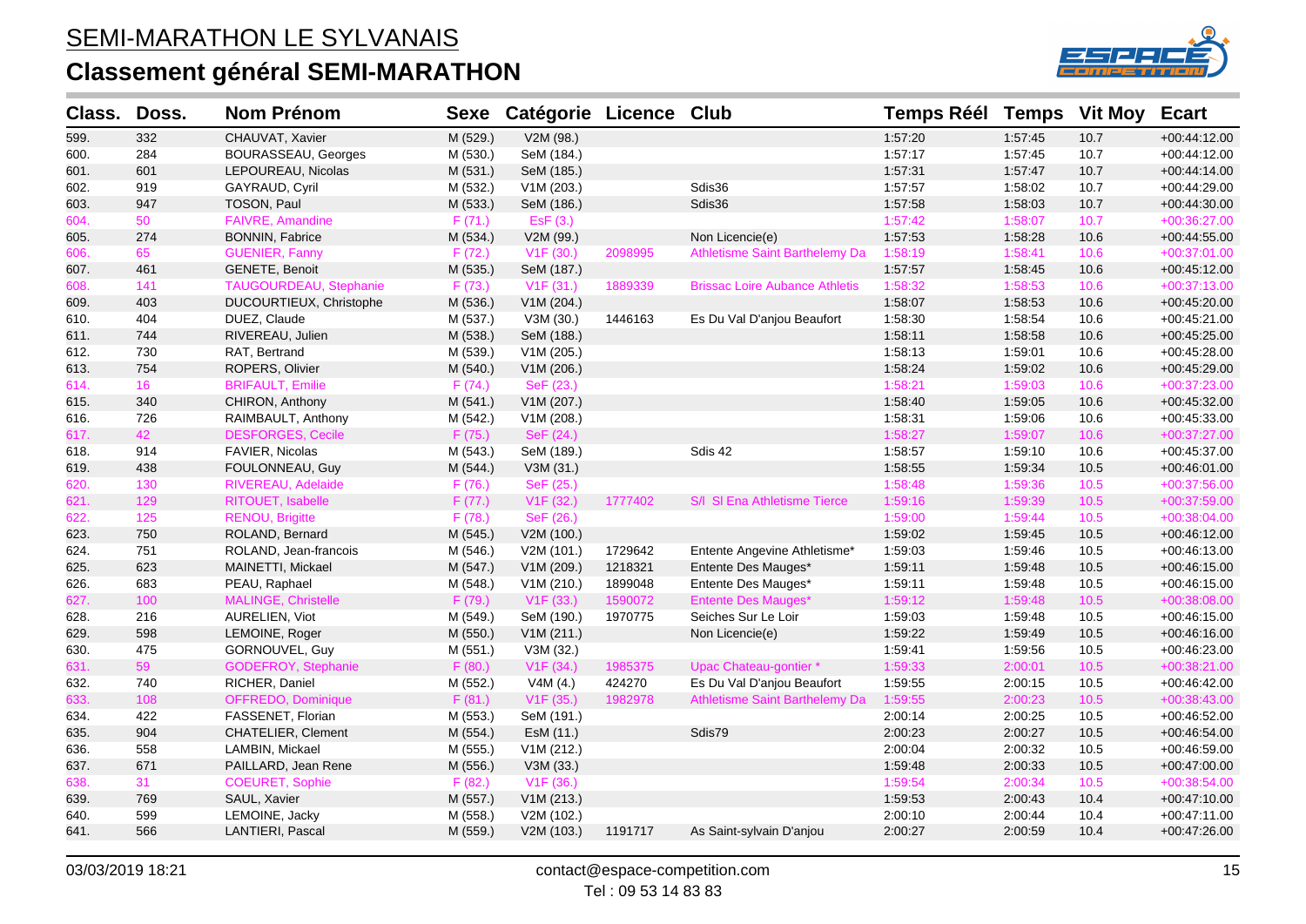# SEMI-MARATHON LE SYLVANAIS

## Classement général SEMI-MARATHON

| Class. | Doss. | Nom Prénom | Sexe | Catégorie | Licence | Club | Temps Réél | Temps | Vit Moy | Ecart |
|---|---|---|---|---|---|---|---|---|---|---|
| 599. | 332 | CHAUVAT, Xavier | M (529.) | V2M (98.) | | | 1:57:20 | 1:57:45 | 10.7 | +00:44:12.00 |
| 600. | 284 | BOURASSEAU, Georges | M (530.) | SeM (184.) | | | 1:57:17 | 1:57:45 | 10.7 | +00:44:12.00 |
| 601. | 601 | LEPOUREAU, Nicolas | M (531.) | SeM (185.) | | | 1:57:31 | 1:57:47 | 10.7 | +00:44:14.00 |
| 602. | 919 | GAYRAUD, Cyril | M (532.) | V1M (203.) | | Sdis36 | 1:57:57 | 1:58:02 | 10.7 | +00:44:29.00 |
| 603. | 947 | TOSON, Paul | M (533.) | SeM (186.) | | Sdis36 | 1:57:58 | 1:58:03 | 10.7 | +00:44:30.00 |
| 604. | 50 | FAIVRE, Amandine | F (71.) | EsF (3.) | | | 1:57:42 | 1:58:07 | 10.7 | +00:36:27.00 |
| 605. | 274 | BONNIN, Fabrice | M (534.) | V2M (99.) | | Non Licencie(e) | 1:57:53 | 1:58:28 | 10.6 | +00:44:55.00 |
| 606. | 65 | GUENIER, Fanny | F (72.) | V1F (30.) | 2098995 | Athletisme Saint Barthelemy Da | 1:58:19 | 1:58:41 | 10.6 | +00:37:01.00 |
| 607. | 461 | GENETE, Benoit | M (535.) | SeM (187.) | | | 1:57:57 | 1:58:45 | 10.6 | +00:45:12.00 |
| 608. | 141 | TAUGOURDEAU, Stephanie | F (73.) | V1F (31.) | 1889339 | Brissac Loire Aubance Athletis | 1:58:32 | 1:58:53 | 10.6 | +00:37:13.00 |
| 609. | 403 | DUCOURTIEUX, Christophe | M (536.) | V1M (204.) | | | 1:58:07 | 1:58:53 | 10.6 | +00:45:20.00 |
| 610. | 404 | DUEZ, Claude | M (537.) | V3M (30.) | 1446163 | Es Du Val D'anjou Beaufort | 1:58:30 | 1:58:54 | 10.6 | +00:45:21.00 |
| 611. | 744 | RIVEREAU, Julien | M (538.) | SeM (188.) | | | 1:58:11 | 1:58:58 | 10.6 | +00:45:25.00 |
| 612. | 730 | RAT, Bertrand | M (539.) | V1M (205.) | | | 1:58:13 | 1:59:01 | 10.6 | +00:45:28.00 |
| 613. | 754 | ROPERS, Olivier | M (540.) | V1M (206.) | | | 1:58:24 | 1:59:02 | 10.6 | +00:45:29.00 |
| 614. | 16 | BRIFAULT, Emilie | F (74.) | SeF (23.) | | | 1:58:21 | 1:59:03 | 10.6 | +00:37:23.00 |
| 615. | 340 | CHIRON, Anthony | M (541.) | V1M (207.) | | | 1:58:40 | 1:59:05 | 10.6 | +00:45:32.00 |
| 616. | 726 | RAIMBAULT, Anthony | M (542.) | V1M (208.) | | | 1:58:31 | 1:59:06 | 10.6 | +00:45:33.00 |
| 617. | 42 | DESFORGES, Cecile | F (75.) | SeF (24.) | | | 1:58:27 | 1:59:07 | 10.6 | +00:37:27.00 |
| 618. | 914 | FAVIER, Nicolas | M (543.) | SeM (189.) | | Sdis 42 | 1:58:57 | 1:59:10 | 10.6 | +00:45:37.00 |
| 619. | 438 | FOULONNEAU, Guy | M (544.) | V3M (31.) | | | 1:58:55 | 1:59:34 | 10.5 | +00:46:01.00 |
| 620. | 130 | RIVEREAU, Adelaide | F (76.) | SeF (25.) | | | 1:58:48 | 1:59:36 | 10.5 | +00:37:56.00 |
| 621. | 129 | RITOUET, Isabelle | F (77.) | V1F (32.) | 1777402 | S/l Sl Ena Athletisme Tierce | 1:59:16 | 1:59:39 | 10.5 | +00:37:59.00 |
| 622. | 125 | RENOU, Brigitte | F (78.) | SeF (26.) | | | 1:59:00 | 1:59:44 | 10.5 | +00:38:04.00 |
| 623. | 750 | ROLAND, Bernard | M (545.) | V2M (100.) | | | 1:59:02 | 1:59:45 | 10.5 | +00:46:12.00 |
| 624. | 751 | ROLAND, Jean-francois | M (546.) | V2M (101.) | 1729642 | Entente Angevine Athletisme* | 1:59:03 | 1:59:46 | 10.5 | +00:46:13.00 |
| 625. | 623 | MAINETTI, Mickael | M (547.) | V1M (209.) | 1218321 | Entente Des Mauges* | 1:59:11 | 1:59:48 | 10.5 | +00:46:15.00 |
| 626. | 683 | PEAU, Raphael | M (548.) | V1M (210.) | 1899048 | Entente Des Mauges* | 1:59:11 | 1:59:48 | 10.5 | +00:46:15.00 |
| 627. | 100 | MALINGE, Christelle | F (79.) | V1F (33.) | 1590072 | Entente Des Mauges* | 1:59:12 | 1:59:48 | 10.5 | +00:38:08.00 |
| 628. | 216 | AURELIEN, Viot | M (549.) | SeM (190.) | 1970775 | Seiches Sur Le Loir | 1:59:03 | 1:59:48 | 10.5 | +00:46:15.00 |
| 629. | 598 | LEMOINE, Roger | M (550.) | V1M (211.) | | Non Licencie(e) | 1:59:22 | 1:59:49 | 10.5 | +00:46:16.00 |
| 630. | 475 | GORNOUVEL, Guy | M (551.) | V3M (32.) | | | 1:59:41 | 1:59:56 | 10.5 | +00:46:23.00 |
| 631. | 59 | GODEFROY, Stephanie | F (80.) | V1F (34.) | 1985375 | Upac Chateau-gontier * | 1:59:33 | 2:00:01 | 10.5 | +00:38:21.00 |
| 632. | 740 | RICHER, Daniel | M (552.) | V4M (4.) | 424270 | Es Du Val D'anjou Beaufort | 1:59:55 | 2:00:15 | 10.5 | +00:46:42.00 |
| 633. | 108 | OFFREDO, Dominique | F (81.) | V1F (35.) | 1982978 | Athletisme Saint Barthelemy Da | 1:59:55 | 2:00:23 | 10.5 | +00:38:43.00 |
| 634. | 422 | FASSENET, Florian | M (553.) | SeM (191.) | | | 2:00:14 | 2:00:25 | 10.5 | +00:46:52.00 |
| 635. | 904 | CHATELIER, Clement | M (554.) | EsM (11.) | | Sdis79 | 2:00:23 | 2:00:27 | 10.5 | +00:46:54.00 |
| 636. | 558 | LAMBIN, Mickael | M (555.) | V1M (212.) | | | 2:00:04 | 2:00:32 | 10.5 | +00:46:59.00 |
| 637. | 671 | PAILLARD, Jean Rene | M (556.) | V3M (33.) | | | 1:59:48 | 2:00:33 | 10.5 | +00:47:00.00 |
| 638. | 31 | COEURET, Sophie | F (82.) | V1F (36.) | | | 1:59:54 | 2:00:34 | 10.5 | +00:38:54.00 |
| 639. | 769 | SAUL, Xavier | M (557.) | V1M (213.) | | | 1:59:53 | 2:00:43 | 10.4 | +00:47:10.00 |
| 640. | 599 | LEMOINE, Jacky | M (558.) | V2M (102.) | | | 2:00:10 | 2:00:44 | 10.4 | +00:47:11.00 |
| 641. | 566 | LANTIERI, Pascal | M (559.) | V2M (103.) | 1191717 | As Saint-sylvain D'anjou | 2:00:27 | 2:00:59 | 10.4 | +00:47:26.00 |

03/03/2019 18:21 — contact@espace-competition.com — Tel : 09 53 14 83 83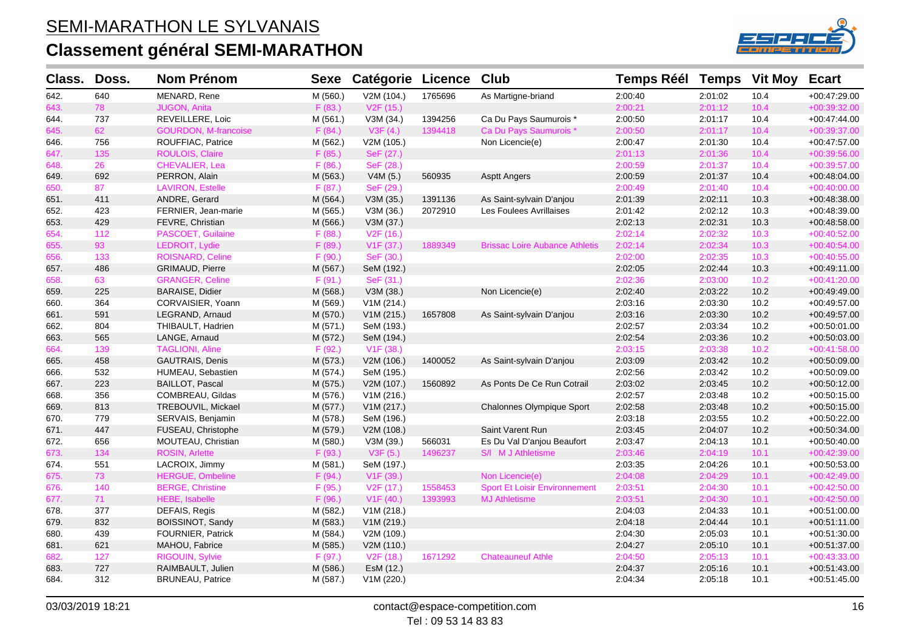# SEMI-MARATHON LE SYLVANAIS

## Classement général SEMI-MARATHON

| Class. | Doss. | Nom Prénom | Sexe | Catégorie | Licence | Club | Temps Réél | Temps | Vit Moy | Ecart |
|---|---|---|---|---|---|---|---|---|---|---|
| 642. | 640 | MENARD, Rene | M (560.) | V2M (104.) | 1765696 | As Martigne-briand | 2:00:40 | 2:01:02 | 10.4 | +00:47:29.00 |
| 643. | 78 | JUGON, Anita | F (83.) | V2F (15.) | | | 2:00:21 | 2:01:12 | 10.4 | +00:39:32.00 |
| 644. | 737 | REVEILLERE, Loic | M (561.) | V3M (34.) | 1394256 | Ca Du Pays Saumurois * | 2:00:50 | 2:01:17 | 10.4 | +00:47:44.00 |
| 645. | 62 | GOURDON, M-francoise | F (84.) | V3F (4.) | 1394418 | Ca Du Pays Saumurois * | 2:00:50 | 2:01:17 | 10.4 | +00:39:37.00 |
| 646. | 756 | ROUFFIAC, Patrice | M (562.) | V2M (105.) | | Non Licencie(e) | 2:00:47 | 2:01:30 | 10.4 | +00:47:57.00 |
| 647. | 135 | ROULOIS, Claire | F (85.) | SeF (27.) | | | 2:01:13 | 2:01:36 | 10.4 | +00:39:56.00 |
| 648. | 26 | CHEVALIER, Lea | F (86.) | SeF (28.) | | | 2:00:59 | 2:01:37 | 10.4 | +00:39:57.00 |
| 649. | 692 | PERRON, Alain | M (563.) | V4M (5.) | 560935 | Asptt Angers | 2:00:59 | 2:01:37 | 10.4 | +00:48:04.00 |
| 650. | 87 | LAVIRON, Estelle | F (87.) | SeF (29.) | | | 2:00:49 | 2:01:40 | 10.4 | +00:40:00.00 |
| 651. | 411 | ANDRE, Gerard | M (564.) | V3M (35.) | 1391136 | As Saint-sylvain D'anjou | 2:01:39 | 2:02:11 | 10.3 | +00:48:38.00 |
| 652. | 423 | FERNIER, Jean-marie | M (565.) | V3M (36.) | 2072910 | Les Foulees Avrillaises | 2:01:42 | 2:02:12 | 10.3 | +00:48:39.00 |
| 653. | 429 | FEVRE, Christian | M (566.) | V3M (37.) | | | 2:02:13 | 2:02:31 | 10.3 | +00:48:58.00 |
| 654. | 112 | PASCOET, Guilaine | F (88.) | V2F (16.) | | | 2:02:14 | 2:02:32 | 10.3 | +00:40:52.00 |
| 655. | 93 | LEDROIT, Lydie | F (89.) | V1F (37.) | 1889349 | Brissac Loire Aubance Athletis | 2:02:14 | 2:02:34 | 10.3 | +00:40:54.00 |
| 656. | 133 | ROISNARD, Celine | F (90.) | SeF (30.) | | | 2:02:00 | 2:02:35 | 10.3 | +00:40:55.00 |
| 657. | 486 | GRIMAUD, Pierre | M (567.) | SeM (192.) | | | 2:02:05 | 2:02:44 | 10.3 | +00:49:11.00 |
| 658. | 63 | GRANGER, Celine | F (91.) | SeF (31.) | | | 2:02:36 | 2:03:00 | 10.2 | +00:41:20.00 |
| 659. | 225 | BARAISE, Didier | M (568.) | V3M (38.) | | Non Licencie(e) | 2:02:40 | 2:03:22 | 10.2 | +00:49:49.00 |
| 660. | 364 | CORVAISIER, Yoann | M (569.) | V1M (214.) | | | 2:03:16 | 2:03:30 | 10.2 | +00:49:57.00 |
| 661. | 591 | LEGRAND, Arnaud | M (570.) | V1M (215.) | 1657808 | As Saint-sylvain D'anjou | 2:03:16 | 2:03:30 | 10.2 | +00:49:57.00 |
| 662. | 804 | THIBAULT, Hadrien | M (571.) | SeM (193.) | | | 2:02:57 | 2:03:34 | 10.2 | +00:50:01.00 |
| 663. | 565 | LANGE, Arnaud | M (572.) | SeM (194.) | | | 2:02:54 | 2:03:36 | 10.2 | +00:50:03.00 |
| 664. | 139 | TAGLIONI, Aline | F (92.) | V1F (38.) | | | 2:03:15 | 2:03:38 | 10.2 | +00:41:58.00 |
| 665. | 458 | GAUTRAIS, Denis | M (573.) | V2M (106.) | 1400052 | As Saint-sylvain D'anjou | 2:03:09 | 2:03:42 | 10.2 | +00:50:09.00 |
| 666. | 532 | HUMEAU, Sebastien | M (574.) | SeM (195.) | | | 2:02:56 | 2:03:42 | 10.2 | +00:50:09.00 |
| 667. | 223 | BAILLOT, Pascal | M (575.) | V2M (107.) | 1560892 | As Ponts De Ce Run Cotrail | 2:03:02 | 2:03:45 | 10.2 | +00:50:12.00 |
| 668. | 356 | COMBREAU, Gildas | M (576.) | V1M (216.) | | | 2:02:57 | 2:03:48 | 10.2 | +00:50:15.00 |
| 669. | 813 | TREBOUVIL, Mickael | M (577.) | V1M (217.) | | Chalonnes Olympique Sport | 2:02:58 | 2:03:48 | 10.2 | +00:50:15.00 |
| 670. | 779 | SERVAIS, Benjamin | M (578.) | SeM (196.) | | | 2:03:18 | 2:03:55 | 10.2 | +00:50:22.00 |
| 671. | 447 | FUSEAU, Christophe | M (579.) | V2M (108.) | | Saint Varent Run | 2:03:45 | 2:04:07 | 10.2 | +00:50:34.00 |
| 672. | 656 | MOUTEAU, Christian | M (580.) | V3M (39.) | 566031 | Es Du Val D'anjou Beaufort | 2:03:47 | 2:04:13 | 10.1 | +00:50:40.00 |
| 673. | 134 | ROSIN, Arlette | F (93.) | V3F (5.) | 1496237 | S/l M J Athletisme | 2:03:46 | 2:04:19 | 10.1 | +00:42:39.00 |
| 674. | 551 | LACROIX, Jimmy | M (581.) | SeM (197.) | | | 2:03:35 | 2:04:26 | 10.1 | +00:50:53.00 |
| 675. | 73 | HERGUE, Ombeline | F (94.) | V1F (39.) | | Non Licencie(e) | 2:04:08 | 2:04:29 | 10.1 | +00:42:49.00 |
| 676. | 140 | BERGE, Christine | F (95.) | V2F (17.) | 1558453 | Sport Et Loisir Environnement | 2:03:51 | 2:04:30 | 10.1 | +00:42:50.00 |
| 677. | 71 | HEBE, Isabelle | F (96.) | V1F (40.) | 1393993 | MJ Athletisme | 2:03:51 | 2:04:30 | 10.1 | +00:42:50.00 |
| 678. | 377 | DEFAIS, Regis | M (582.) | V1M (218.) | | | 2:04:03 | 2:04:33 | 10.1 | +00:51:00.00 |
| 679. | 832 | BOISSINOT, Sandy | M (583.) | V1M (219.) | | | 2:04:18 | 2:04:44 | 10.1 | +00:51:11.00 |
| 680. | 439 | FOURNIER, Patrick | M (584.) | V2M (109.) | | | 2:04:30 | 2:05:03 | 10.1 | +00:51:30.00 |
| 681. | 621 | MAHOU, Fabrice | M (585.) | V2M (110.) | | | 2:04:27 | 2:05:10 | 10.1 | +00:51:37.00 |
| 682. | 127 | RIGOUIN, Sylvie | F (97.) | V2F (18.) | 1671292 | Chateauneuf Athle | 2:04:50 | 2:05:13 | 10.1 | +00:43:33.00 |
| 683. | 727 | RAIMBAULT, Julien | M (586.) | EsM (12.) | | | 2:04:37 | 2:05:16 | 10.1 | +00:51:43.00 |
| 684. | 312 | BRUNEAU, Patrice | M (587.) | V1M (220.) | | | 2:04:34 | 2:05:18 | 10.1 | +00:51:45.00 |

03/03/2019 18:21 — contact@espace-competition.com — Tel : 09 53 14 83 83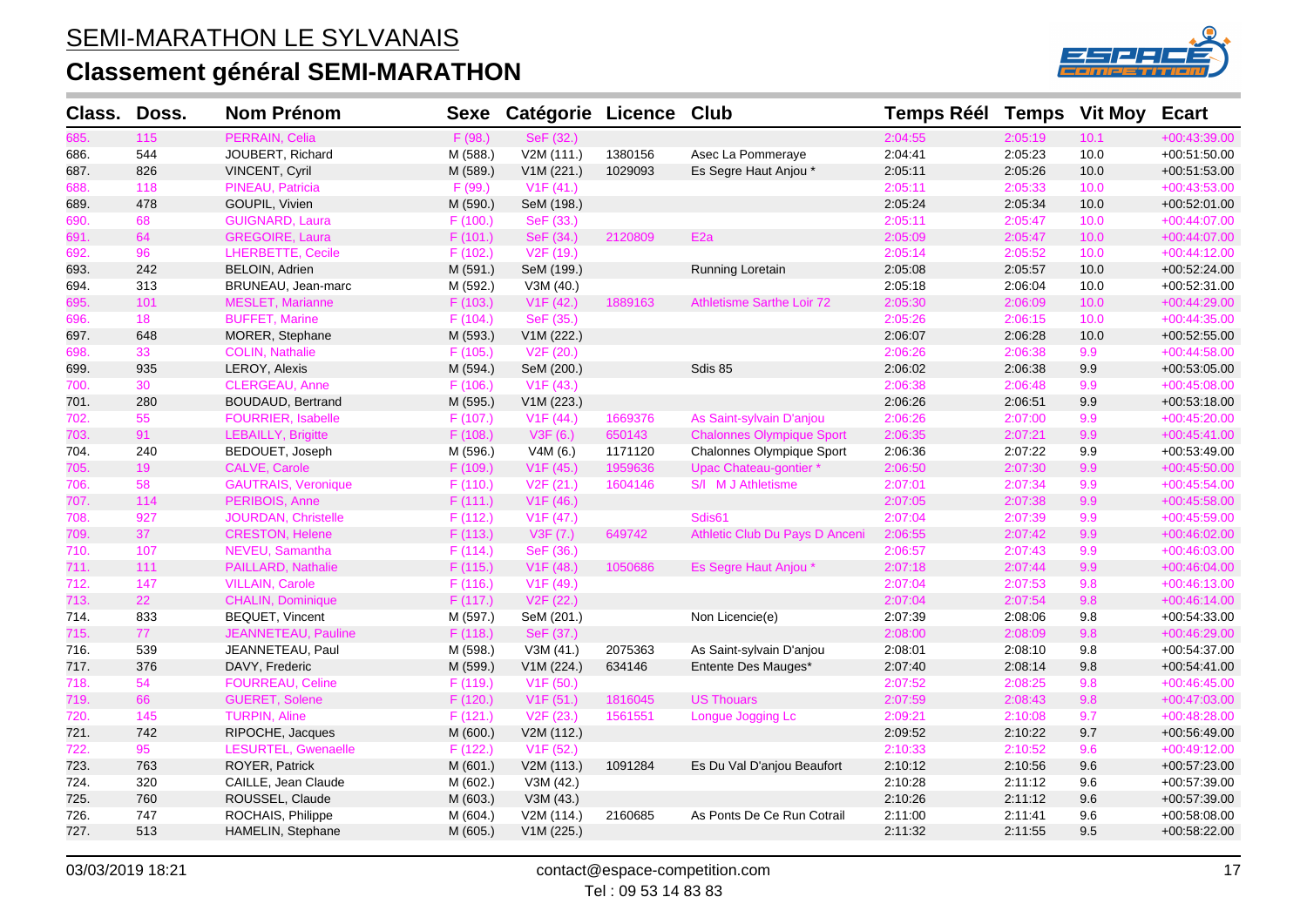# SEMI-MARATHON LE SYLVANAIS

## Classement général SEMI-MARATHON

| Class. | Doss. | Nom Prénom | Sexe | Catégorie | Licence | Club | Temps Réél | Temps | Vit Moy | Ecart |
|---|---|---|---|---|---|---|---|---|---|---|
| 685. | 115 | PERRAIN, Celia | F (98.) | SeF (32.) | | | 2:04:55 | 2:05:19 | 10.1 | +00:43:39.00 |
| 686. | 544 | JOUBERT, Richard | M (588.) | V2M (111.) | 1380156 | Asec La Pommeraye | 2:04:41 | 2:05:23 | 10.0 | +00:51:50.00 |
| 687. | 826 | VINCENT, Cyril | M (589.) | V1M (221.) | 1029093 | Es Segre Haut Anjou * | 2:05:11 | 2:05:26 | 10.0 | +00:51:53.00 |
| 688. | 118 | PINEAU, Patricia | F (99.) | V1F (41.) | | | 2:05:11 | 2:05:33 | 10.0 | +00:43:53.00 |
| 689. | 478 | GOUPIL, Vivien | M (590.) | SeM (198.) | | | 2:05:24 | 2:05:34 | 10.0 | +00:52:01.00 |
| 690. | 68 | GUIGNARD, Laura | F (100.) | SeF (33.) | | | 2:05:11 | 2:05:47 | 10.0 | +00:44:07.00 |
| 691. | 64 | GREGOIRE, Laura | F (101.) | SeF (34.) | 2120809 | E2a | 2:05:09 | 2:05:47 | 10.0 | +00:44:07.00 |
| 692. | 96 | LHERBETTE, Cecile | F (102.) | V2F (19.) | | | 2:05:14 | 2:05:52 | 10.0 | +00:44:12.00 |
| 693. | 242 | BELOIN, Adrien | M (591.) | SeM (199.) | | Running Loretain | 2:05:08 | 2:05:57 | 10.0 | +00:52:24.00 |
| 694. | 313 | BRUNEAU, Jean-marc | M (592.) | V3M (40.) | | | 2:05:18 | 2:06:04 | 10.0 | +00:52:31.00 |
| 695. | 101 | MESLET, Marianne | F (103.) | V1F (42.) | 1889163 | Athletisme Sarthe Loir 72 | 2:05:30 | 2:06:09 | 10.0 | +00:44:29.00 |
| 696. | 18 | BUFFET, Marine | F (104.) | SeF (35.) | | | 2:05:26 | 2:06:15 | 10.0 | +00:44:35.00 |
| 697. | 648 | MORER, Stephane | M (593.) | V1M (222.) | | | 2:06:07 | 2:06:28 | 10.0 | +00:52:55.00 |
| 698. | 33 | COLIN, Nathalie | F (105.) | V2F (20.) | | | 2:06:26 | 2:06:38 | 9.9 | +00:44:58.00 |
| 699. | 935 | LEROY, Alexis | M (594.) | SeM (200.) | | Sdis 85 | 2:06:02 | 2:06:38 | 9.9 | +00:53:05.00 |
| 700. | 30 | CLERGEAU, Anne | F (106.) | V1F (43.) | | | 2:06:38 | 2:06:48 | 9.9 | +00:45:08.00 |
| 701. | 280 | BOUDAUD, Bertrand | M (595.) | V1M (223.) | | | 2:06:26 | 2:06:51 | 9.9 | +00:53:18.00 |
| 702. | 55 | FOURRIER, Isabelle | F (107.) | V1F (44.) | 1669376 | As Saint-sylvain D'anjou | 2:06:26 | 2:07:00 | 9.9 | +00:45:20.00 |
| 703. | 91 | LEBAILLY, Brigitte | F (108.) | V3F (6.) | 650143 | Chalonnes Olympique Sport | 2:06:35 | 2:07:21 | 9.9 | +00:45:41.00 |
| 704. | 240 | BEDOUET, Joseph | M (596.) | V4M (6.) | 1171120 | Chalonnes Olympique Sport | 2:06:36 | 2:07:22 | 9.9 | +00:53:49.00 |
| 705. | 19 | CALVE, Carole | F (109.) | V1F (45.) | 1959636 | Upac Chateau-gontier * | 2:06:50 | 2:07:30 | 9.9 | +00:45:50.00 |
| 706. | 58 | GAUTRAIS, Veronique | F (110.) | V2F (21.) | 1604146 | S/l M J Athletisme | 2:07:01 | 2:07:34 | 9.9 | +00:45:54.00 |
| 707. | 114 | PERIBOIS, Anne | F (111.) | V1F (46.) | | | 2:07:05 | 2:07:38 | 9.9 | +00:45:58.00 |
| 708. | 927 | JOURDAN, Christelle | F (112.) | V1F (47.) | | Sdis61 | 2:07:04 | 2:07:39 | 9.9 | +00:45:59.00 |
| 709. | 37 | CRESTON, Helene | F (113.) | V3F (7.) | 649742 | Athletic Club Du Pays D Anceni | 2:06:55 | 2:07:42 | 9.9 | +00:46:02.00 |
| 710. | 107 | NEVEU, Samantha | F (114.) | SeF (36.) | | | 2:06:57 | 2:07:43 | 9.9 | +00:46:03.00 |
| 711. | 111 | PAILLARD, Nathalie | F (115.) | V1F (48.) | 1050686 | Es Segre Haut Anjou * | 2:07:18 | 2:07:44 | 9.9 | +00:46:04.00 |
| 712. | 147 | VILLAIN, Carole | F (116.) | V1F (49.) | | | 2:07:04 | 2:07:53 | 9.8 | +00:46:13.00 |
| 713. | 22 | CHALIN, Dominique | F (117.) | V2F (22.) | | | 2:07:04 | 2:07:54 | 9.8 | +00:46:14.00 |
| 714. | 833 | BEQUET, Vincent | M (597.) | SeM (201.) | | Non Licencie(e) | 2:07:39 | 2:08:06 | 9.8 | +00:54:33.00 |
| 715. | 77 | JEANNETEAU, Pauline | F (118.) | SeF (37.) | | | 2:08:00 | 2:08:09 | 9.8 | +00:46:29.00 |
| 716. | 539 | JEANNETEAU, Paul | M (598.) | V3M (41.) | 2075363 | As Saint-sylvain D'anjou | 2:08:01 | 2:08:10 | 9.8 | +00:54:37.00 |
| 717. | 376 | DAVY, Frederic | M (599.) | V1M (224.) | 634146 | Entente Des Mauges* | 2:07:40 | 2:08:14 | 9.8 | +00:54:41.00 |
| 718. | 54 | FOURREAU, Celine | F (119.) | V1F (50.) | | | 2:07:52 | 2:08:25 | 9.8 | +00:46:45.00 |
| 719. | 66 | GUERET, Solene | F (120.) | V1F (51.) | 1816045 | US Thouars | 2:07:59 | 2:08:43 | 9.8 | +00:47:03.00 |
| 720. | 145 | TURPIN, Aline | F (121.) | V2F (23.) | 1561551 | Longue Jogging Lc | 2:09:21 | 2:10:08 | 9.7 | +00:48:28.00 |
| 721. | 742 | RIPOCHE, Jacques | M (600.) | V2M (112.) | | | 2:09:52 | 2:10:22 | 9.7 | +00:56:49.00 |
| 722. | 95 | LESURTEL, Gwenaelle | F (122.) | V1F (52.) | | | 2:10:33 | 2:10:52 | 9.6 | +00:49:12.00 |
| 723. | 763 | ROYER, Patrick | M (601.) | V2M (113.) | 1091284 | Es Du Val D'anjou Beaufort | 2:10:12 | 2:10:56 | 9.6 | +00:57:23.00 |
| 724. | 320 | CAILLE, Jean Claude | M (602.) | V3M (42.) | | | 2:10:28 | 2:11:12 | 9.6 | +00:57:39.00 |
| 725. | 760 | ROUSSEL, Claude | M (603.) | V3M (43.) | | | 2:10:26 | 2:11:12 | 9.6 | +00:57:39.00 |
| 726. | 747 | ROCHAIS, Philippe | M (604.) | V2M (114.) | 2160685 | As Ponts De Ce Run Cotrail | 2:11:00 | 2:11:41 | 9.6 | +00:58:08.00 |
| 727. | 513 | HAMELIN, Stephane | M (605.) | V1M (225.) | | | 2:11:32 | 2:11:55 | 9.5 | +00:58:22.00 |

03/03/2019 18:21

contact@espace-competition.com
Tel : 09 53 14 83 83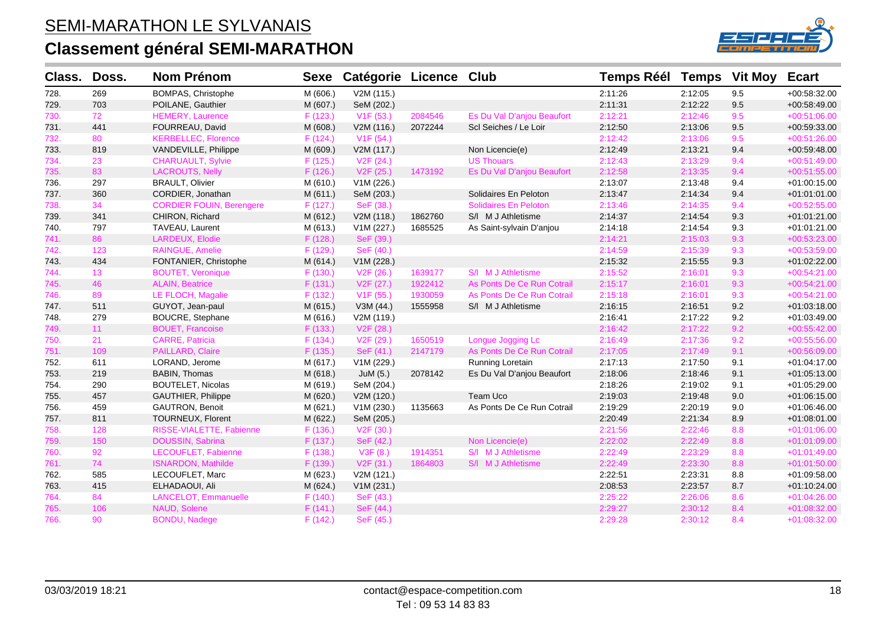# SEMI-MARATHON LE SYLVANAIS

## Classement général SEMI-MARATHON

| Class. | Doss. | Nom Prénom | Sexe | Catégorie | Licence | Club | Temps Réél | Temps | Vit Moy | Ecart |
|---|---|---|---|---|---|---|---|---|---|---|
| 728. | 269 | BOMPAS, Christophe | M (606.) | V2M (115.) | | | 2:11:26 | 2:12:05 | 9.5 | +00:58:32.00 |
| 729. | 703 | POILANE, Gauthier | M (607.) | SeM (202.) | | | 2:11:31 | 2:12:22 | 9.5 | +00:58:49.00 |
| 730. | 72 | HEMERY, Laurence | F (123.) | V1F (53.) | 2084546 | Es Du Val D'anjou Beaufort | 2:12:21 | 2:12:46 | 9.5 | +00:51:06.00 |
| 731. | 441 | FOURREAU, David | M (608.) | V2M (116.) | 2072244 | Scl Seiches / Le Loir | 2:12:50 | 2:13:06 | 9.5 | +00:59:33.00 |
| 732. | 80 | KERBELLEC, Florence | F (124.) | V1F (54.) | | | 2:12:42 | 2:13:06 | 9.5 | +00:51:26.00 |
| 733. | 819 | VANDEVILLE, Philippe | M (609.) | V2M (117.) | | Non Licencie(e) | 2:12:49 | 2:13:21 | 9.4 | +00:59:48.00 |
| 734. | 23 | CHARUAULT, Sylvie | F (125.) | V2F (24.) | | US Thouars | 2:12:43 | 2:13:29 | 9.4 | +00:51:49.00 |
| 735. | 83 | LACROUTS, Nelly | F (126.) | V2F (25.) | 1473192 | Es Du Val D'anjou Beaufort | 2:12:58 | 2:13:35 | 9.4 | +00:51:55.00 |
| 736. | 297 | BRAULT, Olivier | M (610.) | V1M (226.) | | | 2:13:07 | 2:13:48 | 9.4 | +01:00:15.00 |
| 737. | 360 | CORDIER, Jonathan | M (611.) | SeM (203.) | | Solidaires En Peloton | 2:13:47 | 2:14:34 | 9.4 | +01:01:01.00 |
| 738. | 34 | CORDIER FOUIN, Berengere | F (127.) | SeF (38.) | | Solidaires En Peloton | 2:13:46 | 2:14:35 | 9.4 | +00:52:55.00 |
| 739. | 341 | CHIRON, Richard | M (612.) | V2M (118.) | 1862760 | S/l M J Athletisme | 2:14:37 | 2:14:54 | 9.3 | +01:01:21.00 |
| 740. | 797 | TAVEAU, Laurent | M (613.) | V1M (227.) | 1685525 | As Saint-sylvain D'anjou | 2:14:18 | 2:14:54 | 9.3 | +01:01:21.00 |
| 741. | 86 | LARDEUX, Elodie | F (128.) | SeF (39.) | | | 2:14:21 | 2:15:03 | 9.3 | +00:53:23.00 |
| 742. | 123 | RAINGUE, Amelie | F (129.) | SeF (40.) | | | 2:14:59 | 2:15:39 | 9.3 | +00:53:59.00 |
| 743. | 434 | FONTANIER, Christophe | M (614.) | V1M (228.) | | | 2:15:32 | 2:15:55 | 9.3 | +01:02:22.00 |
| 744. | 13 | BOUTET, Veronique | F (130.) | V2F (26.) | 1639177 | S/l M J Athletisme | 2:15:52 | 2:16:01 | 9.3 | +00:54:21.00 |
| 745. | 46 | ALAIN, Beatrice | F (131.) | V2F (27.) | 1922412 | As Ponts De Ce Run Cotrail | 2:15:17 | 2:16:01 | 9.3 | +00:54:21.00 |
| 746. | 89 | LE FLOCH, Magalie | F (132.) | V1F (55.) | 1930059 | As Ponts De Ce Run Cotrail | 2:15:18 | 2:16:01 | 9.3 | +00:54:21.00 |
| 747. | 511 | GUYOT, Jean-paul | M (615.) | V3M (44.) | 1555958 | S/l M J Athletisme | 2:16:15 | 2:16:51 | 9.2 | +01:03:18.00 |
| 748. | 279 | BOUCRE, Stephane | M (616.) | V2M (119.) | | | 2:16:41 | 2:17:22 | 9.2 | +01:03:49.00 |
| 749. | 11 | BOUET, Francoise | F (133.) | V2F (28.) | | | 2:16:42 | 2:17:22 | 9.2 | +00:55:42.00 |
| 750. | 21 | CARRE, Patricia | F (134.) | V2F (29.) | 1650519 | Longue Jogging Lc | 2:16:49 | 2:17:36 | 9.2 | +00:55:56.00 |
| 751. | 109 | PAILLARD, Claire | F (135.) | SeF (41.) | 2147179 | As Ponts De Ce Run Cotrail | 2:17:05 | 2:17:49 | 9.1 | +00:56:09.00 |
| 752. | 611 | LORAND, Jerome | M (617.) | V1M (229.) | | Running Loretain | 2:17:13 | 2:17:50 | 9.1 | +01:04:17.00 |
| 753. | 219 | BABIN, Thomas | M (618.) | JuM (5.) | 2078142 | Es Du Val D'anjou Beaufort | 2:18:06 | 2:18:46 | 9.1 | +01:05:13.00 |
| 754. | 290 | BOUTELET, Nicolas | M (619.) | SeM (204.) | | | 2:18:26 | 2:19:02 | 9.1 | +01:05:29.00 |
| 755. | 457 | GAUTHIER, Philippe | M (620.) | V2M (120.) | | Team Uco | 2:19:03 | 2:19:48 | 9.0 | +01:06:15.00 |
| 756. | 459 | GAUTRON, Benoit | M (621.) | V1M (230.) | 1135663 | As Ponts De Ce Run Cotrail | 2:19:29 | 2:20:19 | 9.0 | +01:06:46.00 |
| 757. | 811 | TOURNEUX, Florent | M (622.) | SeM (205.) | | | 2:20:49 | 2:21:34 | 8.9 | +01:08:01.00 |
| 758. | 128 | RISSE-VIALETTE, Fabienne | F (136.) | V2F (30.) | | | 2:21:56 | 2:22:46 | 8.8 | +01:01:06.00 |
| 759. | 150 | DOUSSIN, Sabrina | F (137.) | SeF (42.) | | Non Licencie(e) | 2:22:02 | 2:22:49 | 8.8 | +01:01:09.00 |
| 760. | 92 | LECOUFLET, Fabienne | F (138.) | V3F (8.) | 1914351 | S/l M J Athletisme | 2:22:49 | 2:23:29 | 8.8 | +01:01:49.00 |
| 761. | 74 | ISNARDON, Mathilde | F (139.) | V2F (31.) | 1864803 | S/l M J Athletisme | 2:22:49 | 2:23:30 | 8.8 | +01:01:50.00 |
| 762. | 585 | LECOUFLET, Marc | M (623.) | V2M (121.) | | | 2:22:51 | 2:23:31 | 8.8 | +01:09:58.00 |
| 763. | 415 | ELHADAOUI, Ali | M (624.) | V1M (231.) | | | 2:08:53 | 2:23:57 | 8.7 | +01:10:24.00 |
| 764. | 84 | LANCELOT, Emmanuelle | F (140.) | SeF (43.) | | | 2:25:22 | 2:26:06 | 8.6 | +01:04:26.00 |
| 765. | 106 | NAUD, Solene | F (141.) | SeF (44.) | | | 2:29:27 | 2:30:12 | 8.4 | +01:08:32.00 |
| 766. | 90 | BONDU, Nadege | F (142.) | SeF (45.) | | | 2:29:28 | 2:30:12 | 8.4 | +01:08:32.00 |

03/03/2019 18:21

contact@espace-competition.com
Tel : 09 53 14 83 83